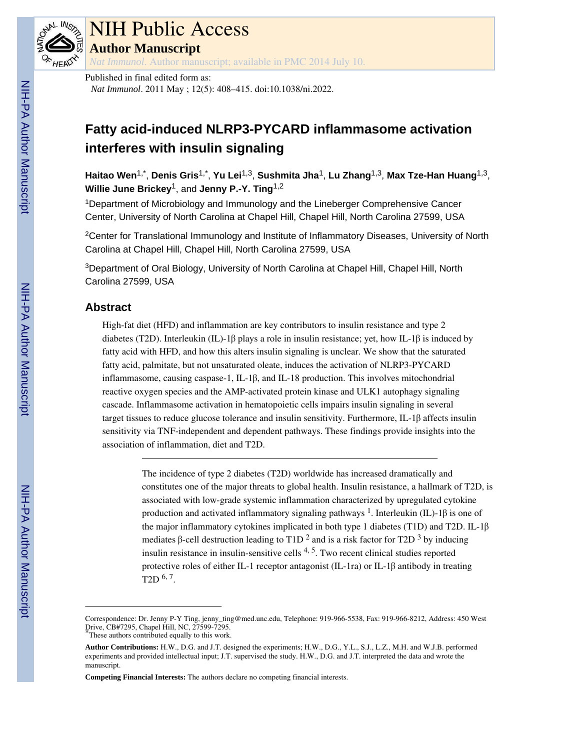# NIH Public Access

## Author Manuscript

*Nat Immunol*. Author manuscript; available in PMC 2014 July 10.

Published in final edited form as:

*Nat Immunol*. 2011 May ; 12(5): 408–415. doi:10.1038/ni.2022.

# Fatty acid-induced NLRP3-PYCARD inflammasome activation interferes with insulin signaling

**Haitao Wen**[1,*], **Denis Gris**[1,*], **Yu Lei**[1,3], **Sushmita Jha**[1], **Lu Zhang**[1,3], **Max Tze-Han Huang**[1,3], **Willie June Brickey**[1], and **Jenny P.-Y. Ting**[1,2]

[1]Department of Microbiology and Immunology and the Lineberger Comprehensive Cancer Center, University of North Carolina at Chapel Hill, Chapel Hill, North Carolina 27599, USA

[2]Center for Translational Immunology and Institute of Inflammatory Diseases, University of North Carolina at Chapel Hill, Chapel Hill, North Carolina 27599, USA

[3]Department of Oral Biology, University of North Carolina at Chapel Hill, Chapel Hill, North Carolina 27599, USA

## Abstract

High-fat diet (HFD) and inflammation are key contributors to insulin resistance and type 2 diabetes (T2D). Interleukin (IL)-1β plays a role in insulin resistance; yet, how IL-1β is induced by fatty acid with HFD, and how this alters insulin signaling is unclear. We show that the saturated fatty acid, palmitate, but not unsaturated oleate, induces the activation of NLRP3-PYCARD inflammasome, causing caspase-1, IL-1β, and IL-18 production. This involves mitochondrial reactive oxygen species and the AMP-activated protein kinase and ULK1 autophagy signaling cascade. Inflammasome activation in hematopoietic cells impairs insulin signaling in several target tissues to reduce glucose tolerance and insulin sensitivity. Furthermore, IL-1β affects insulin sensitivity via TNF-independent and dependent pathways. These findings provide insights into the association of inflammation, diet and T2D.

---

The incidence of type 2 diabetes (T2D) worldwide has increased dramatically and constitutes one of the major threats to global health. Insulin resistance, a hallmark of T2D, is associated with low-grade systemic inflammation characterized by upregulated cytokine production and activated inflammatory signaling pathways [1]. Interleukin (IL)-1β is one of the major inflammatory cytokines implicated in both type 1 diabetes (T1D) and T2D. IL-1β mediates β-cell destruction leading to T1D [2] and is a risk factor for T2D [3] by inducing insulin resistance in insulin-sensitive cells [4, 5]. Two recent clinical studies reported protective roles of either IL-1 receptor antagonist (IL-1ra) or IL-1β antibody in treating T2D [6, 7].

---

Correspondence: Dr. Jenny P-Y Ting, jenny_ting@med.unc.edu, Telephone: 919-966-5538, Fax: 919-966-8212, Address: 450 West Drive, CB#7295, Chapel Hill, NC, 27599-7295.

*These authors contributed equally to this work.

**Author Contributions:** H.W., D.G. and J.T. designed the experiments; H.W., D.G., Y.L., S.J., L.Z., M.H. and W.J.B. performed experiments and provided intellectual input; J.T. supervised the study. H.W., D.G. and J.T. interpreted the data and wrote the manuscript.

**Competing Financial Interests:** The authors declare no competing financial interests.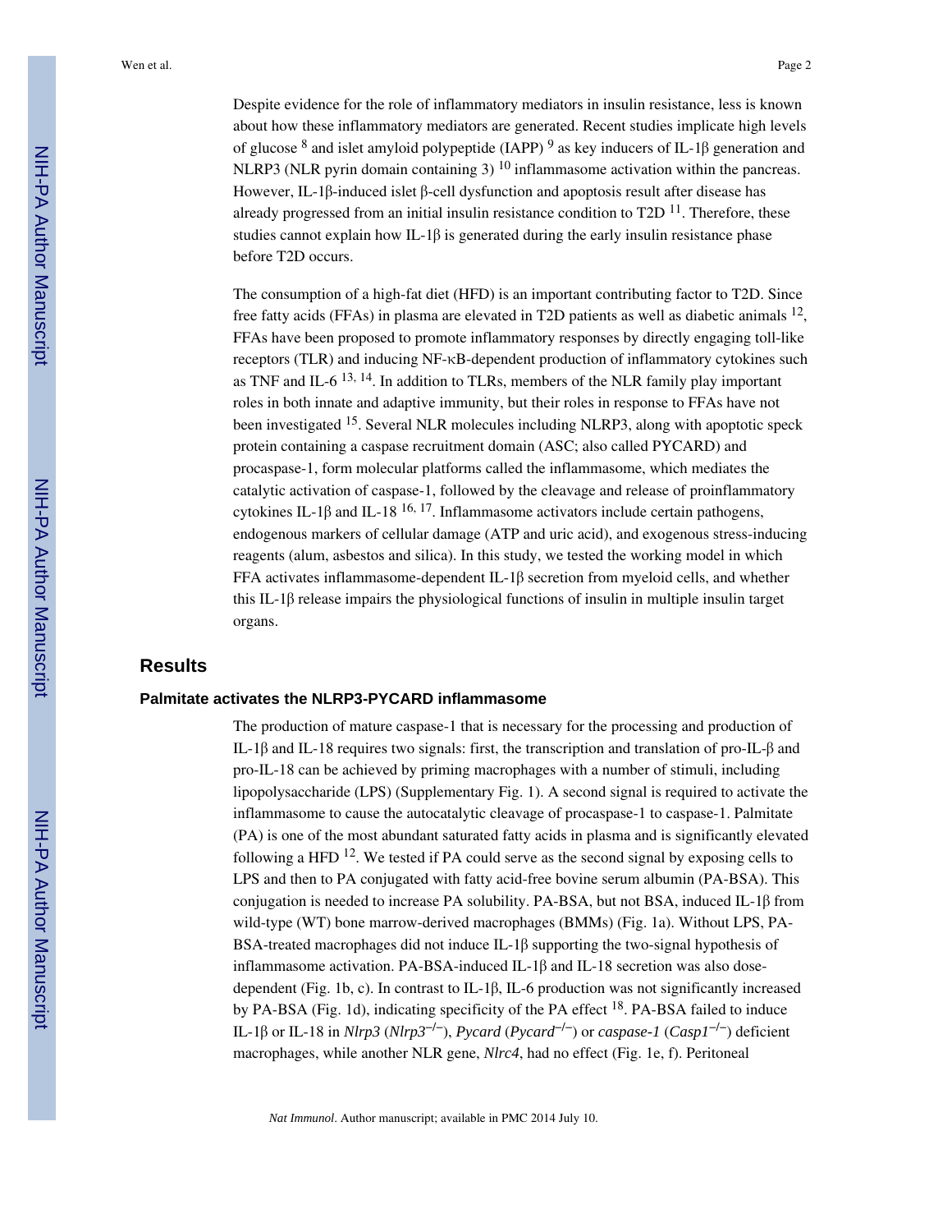Despite evidence for the role of inflammatory mediators in insulin resistance, less is known about how these inflammatory mediators are generated. Recent studies implicate high levels of glucose [8] and islet amyloid polypeptide (IAPP) [9] as key inducers of IL-1β generation and NLRP3 (NLR pyrin domain containing 3) [10] inflammasome activation within the pancreas. However, IL-1β-induced islet β-cell dysfunction and apoptosis result after disease has already progressed from an initial insulin resistance condition to T2D [11]. Therefore, these studies cannot explain how IL-1β is generated during the early insulin resistance phase before T2D occurs.

The consumption of a high-fat diet (HFD) is an important contributing factor to T2D. Since free fatty acids (FFAs) in plasma are elevated in T2D patients as well as diabetic animals [12], FFAs have been proposed to promote inflammatory responses by directly engaging toll-like receptors (TLR) and inducing NF-κB-dependent production of inflammatory cytokines such as TNF and IL-6 [13, 14]. In addition to TLRs, members of the NLR family play important roles in both innate and adaptive immunity, but their roles in response to FFAs have not been investigated [15]. Several NLR molecules including NLRP3, along with apoptotic speck protein containing a caspase recruitment domain (ASC; also called PYCARD) and procaspase-1, form molecular platforms called the inflammasome, which mediates the catalytic activation of caspase-1, followed by the cleavage and release of proinflammatory cytokines IL-1β and IL-18 [16, 17]. Inflammasome activators include certain pathogens, endogenous markers of cellular damage (ATP and uric acid), and exogenous stress-inducing reagents (alum, asbestos and silica). In this study, we tested the working model in which FFA activates inflammasome-dependent IL-1β secretion from myeloid cells, and whether this IL-1β release impairs the physiological functions of insulin in multiple insulin target organs.

## Results

### Palmitate activates the NLRP3-PYCARD inflammasome

The production of mature caspase-1 that is necessary for the processing and production of IL-1β and IL-18 requires two signals: first, the transcription and translation of pro-IL-β and pro-IL-18 can be achieved by priming macrophages with a number of stimuli, including lipopolysaccharide (LPS) (Supplementary Fig. 1). A second signal is required to activate the inflammasome to cause the autocatalytic cleavage of procaspase-1 to caspase-1. Palmitate (PA) is one of the most abundant saturated fatty acids in plasma and is significantly elevated following a HFD [12]. We tested if PA could serve as the second signal by exposing cells to LPS and then to PA conjugated with fatty acid-free bovine serum albumin (PA-BSA). This conjugation is needed to increase PA solubility. PA-BSA, but not BSA, induced IL-1β from wild-type (WT) bone marrow-derived macrophages (BMMs) (Fig. 1a). Without LPS, PA-BSA-treated macrophages did not induce IL-1β supporting the two-signal hypothesis of inflammasome activation. PA-BSA-induced IL-1β and IL-18 secretion was also dose-dependent (Fig. 1b, c). In contrast to IL-1β, IL-6 production was not significantly increased by PA-BSA (Fig. 1d), indicating specificity of the PA effect [18]. PA-BSA failed to induce IL-1β or IL-18 in *Nlrp3* (*Nlrp3*$^{-/-}$), *Pycard* (*Pycard*$^{-/-}$) or *caspase-1* (*Casp1*$^{-/-}$) deficient macrophages, while another NLR gene, *Nlrc4*, had no effect (Fig. 1e, f). Peritoneal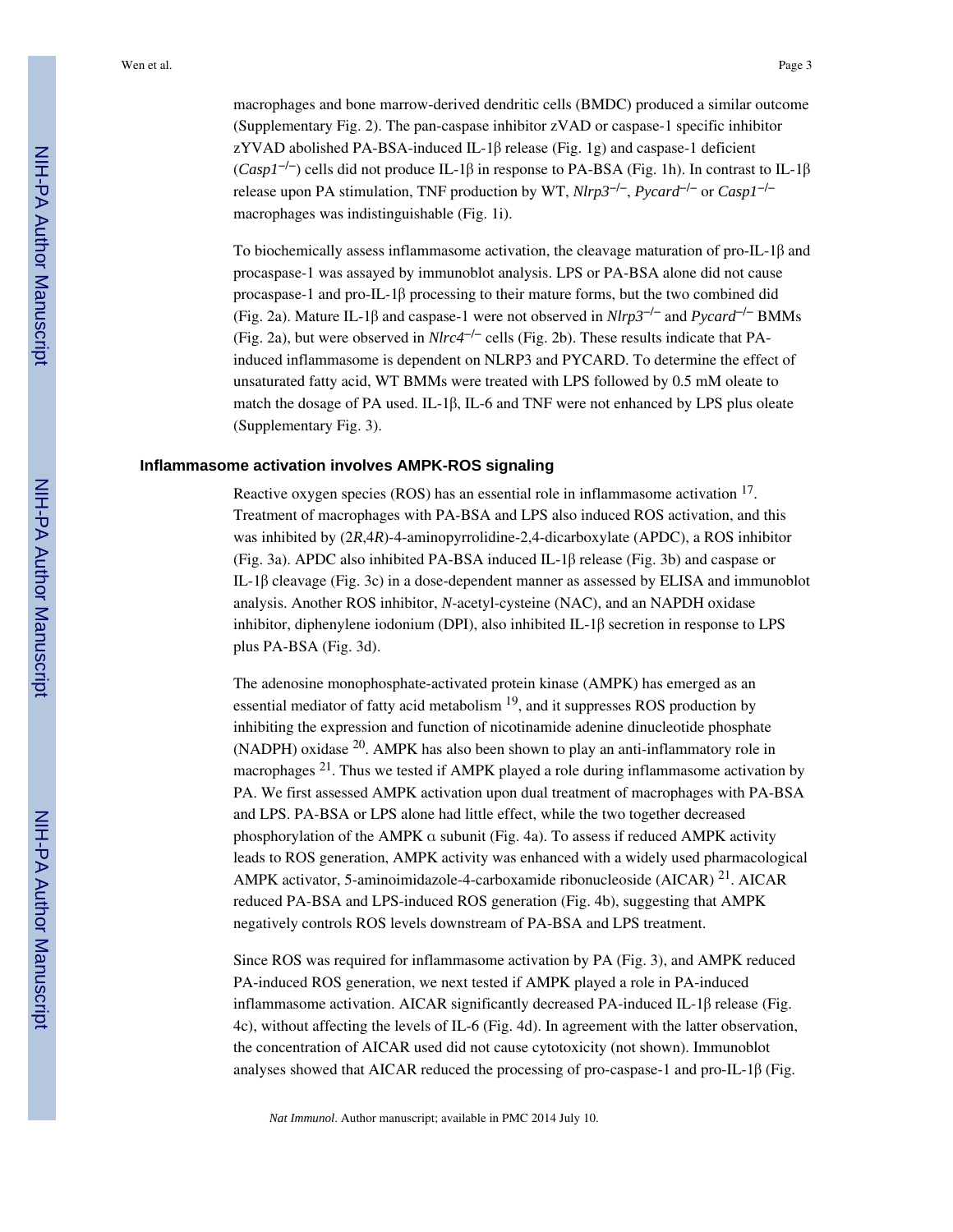macrophages and bone marrow-derived dendritic cells (BMDC) produced a similar outcome (Supplementary Fig. 2). The pan-caspase inhibitor zVAD or caspase-1 specific inhibitor zYVAD abolished PA-BSA-induced IL-1β release (Fig. 1g) and caspase-1 deficient (*Casp1*$^{-/-}$) cells did not produce IL-1β in response to PA-BSA (Fig. 1h). In contrast to IL-1β release upon PA stimulation, TNF production by WT, *Nlrp3*$^{-/-}$, *Pycard*$^{-/-}$ or *Casp1*$^{-/-}$ macrophages was indistinguishable (Fig. 1i).

To biochemically assess inflammasome activation, the cleavage maturation of pro-IL-1β and procaspase-1 was assayed by immunoblot analysis. LPS or PA-BSA alone did not cause procaspase-1 and pro-IL-1β processing to their mature forms, but the two combined did (Fig. 2a). Mature IL-1β and caspase-1 were not observed in *Nlrp3*$^{-/-}$ and *Pycard*$^{-/-}$ BMMs (Fig. 2a), but were observed in *Nlrc4*$^{-/-}$ cells (Fig. 2b). These results indicate that PA-induced inflammasome is dependent on NLRP3 and PYCARD. To determine the effect of unsaturated fatty acid, WT BMMs were treated with LPS followed by 0.5 mM oleate to match the dosage of PA used. IL-1β, IL-6 and TNF were not enhanced by LPS plus oleate (Supplementary Fig. 3).

### Inflammasome activation involves AMPK-ROS signaling

Reactive oxygen species (ROS) has an essential role in inflammasome activation [17]. Treatment of macrophages with PA-BSA and LPS also induced ROS activation, and this was inhibited by (2*R*,4*R*)-4-aminopyrrolidine-2,4-dicarboxylate (APDC), a ROS inhibitor (Fig. 3a). APDC also inhibited PA-BSA induced IL-1β release (Fig. 3b) and caspase or IL-1β cleavage (Fig. 3c) in a dose-dependent manner as assessed by ELISA and immunoblot analysis. Another ROS inhibitor, *N*-acetyl-cysteine (NAC), and an NAPDH oxidase inhibitor, diphenylene iodonium (DPI), also inhibited IL-1β secretion in response to LPS plus PA-BSA (Fig. 3d).

The adenosine monophosphate-activated protein kinase (AMPK) has emerged as an essential mediator of fatty acid metabolism [19], and it suppresses ROS production by inhibiting the expression and function of nicotinamide adenine dinucleotide phosphate (NADPH) oxidase [20]. AMPK has also been shown to play an anti-inflammatory role in macrophages [21]. Thus we tested if AMPK played a role during inflammasome activation by PA. We first assessed AMPK activation upon dual treatment of macrophages with PA-BSA and LPS. PA-BSA or LPS alone had little effect, while the two together decreased phosphorylation of the AMPK α subunit (Fig. 4a). To assess if reduced AMPK activity leads to ROS generation, AMPK activity was enhanced with a widely used pharmacological AMPK activator, 5-aminoimidazole-4-carboxamide ribonucleoside (AICAR) [21]. AICAR reduced PA-BSA and LPS-induced ROS generation (Fig. 4b), suggesting that AMPK negatively controls ROS levels downstream of PA-BSA and LPS treatment.

Since ROS was required for inflammasome activation by PA (Fig. 3), and AMPK reduced PA-induced ROS generation, we next tested if AMPK played a role in PA-induced inflammasome activation. AICAR significantly decreased PA-induced IL-1β release (Fig. 4c), without affecting the levels of IL-6 (Fig. 4d). In agreement with the latter observation, the concentration of AICAR used did not cause cytotoxicity (not shown). Immunoblot analyses showed that AICAR reduced the processing of pro-caspase-1 and pro-IL-1β (Fig.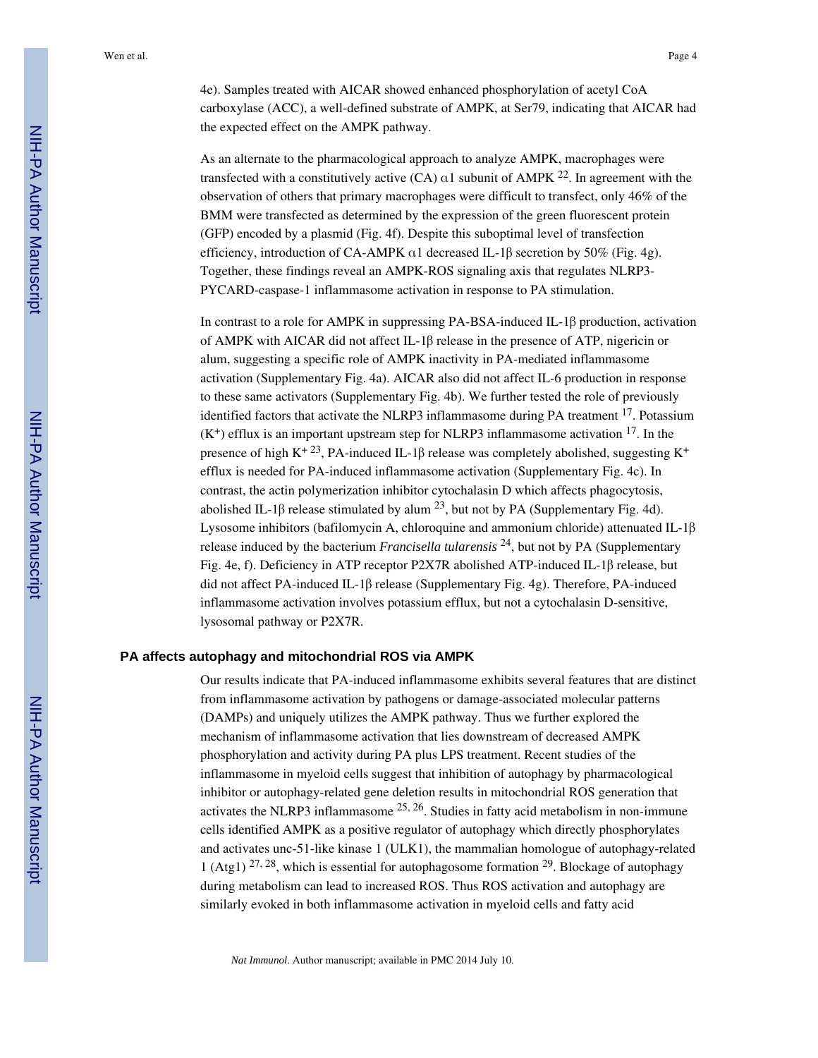4e). Samples treated with AICAR showed enhanced phosphorylation of acetyl CoA carboxylase (ACC), a well-defined substrate of AMPK, at Ser79, indicating that AICAR had the expected effect on the AMPK pathway.

As an alternate to the pharmacological approach to analyze AMPK, macrophages were transfected with a constitutively active (CA) α1 subunit of AMPK [22]. In agreement with the observation of others that primary macrophages were difficult to transfect, only 46% of the BMM were transfected as determined by the expression of the green fluorescent protein (GFP) encoded by a plasmid (Fig. 4f). Despite this suboptimal level of transfection efficiency, introduction of CA-AMPK α1 decreased IL-1β secretion by 50% (Fig. 4g). Together, these findings reveal an AMPK-ROS signaling axis that regulates NLRP3-PYCARD-caspase-1 inflammasome activation in response to PA stimulation.

In contrast to a role for AMPK in suppressing PA-BSA-induced IL-1β production, activation of AMPK with AICAR did not affect IL-1β release in the presence of ATP, nigericin or alum, suggesting a specific role of AMPK inactivity in PA-mediated inflammasome activation (Supplementary Fig. 4a). AICAR also did not affect IL-6 production in response to these same activators (Supplementary Fig. 4b). We further tested the role of previously identified factors that activate the NLRP3 inflammasome during PA treatment [17]. Potassium ($K^+$) efflux is an important upstream step for NLRP3 inflammasome activation [17]. In the presence of high $K^+$ [23], PA-induced IL-1β release was completely abolished, suggesting $K^+$ efflux is needed for PA-induced inflammasome activation (Supplementary Fig. 4c). In contrast, the actin polymerization inhibitor cytochalasin D which affects phagocytosis, abolished IL-1β release stimulated by alum [23], but not by PA (Supplementary Fig. 4d). Lysosome inhibitors (bafilomycin A, chloroquine and ammonium chloride) attenuated IL-1β release induced by the bacterium *Francisella tularensis* [24], but not by PA (Supplementary Fig. 4e, f). Deficiency in ATP receptor P2X7R abolished ATP-induced IL-1β release, but did not affect PA-induced IL-1β release (Supplementary Fig. 4g). Therefore, PA-induced inflammasome activation involves potassium efflux, but not a cytochalasin D-sensitive, lysosomal pathway or P2X7R.

## PA affects autophagy and mitochondrial ROS via AMPK

Our results indicate that PA-induced inflammasome exhibits several features that are distinct from inflammasome activation by pathogens or damage-associated molecular patterns (DAMPs) and uniquely utilizes the AMPK pathway. Thus we further explored the mechanism of inflammasome activation that lies downstream of decreased AMPK phosphorylation and activity during PA plus LPS treatment. Recent studies of the inflammasome in myeloid cells suggest that inhibition of autophagy by pharmacological inhibitor or autophagy-related gene deletion results in mitochondrial ROS generation that activates the NLRP3 inflammasome [25, 26]. Studies in fatty acid metabolism in non-immune cells identified AMPK as a positive regulator of autophagy which directly phosphorylates and activates unc-51-like kinase 1 (ULK1), the mammalian homologue of autophagy-related 1 (Atg1) [27, 28], which is essential for autophagosome formation [29]. Blockage of autophagy during metabolism can lead to increased ROS. Thus ROS activation and autophagy are similarly evoked in both inflammasome activation in myeloid cells and fatty acid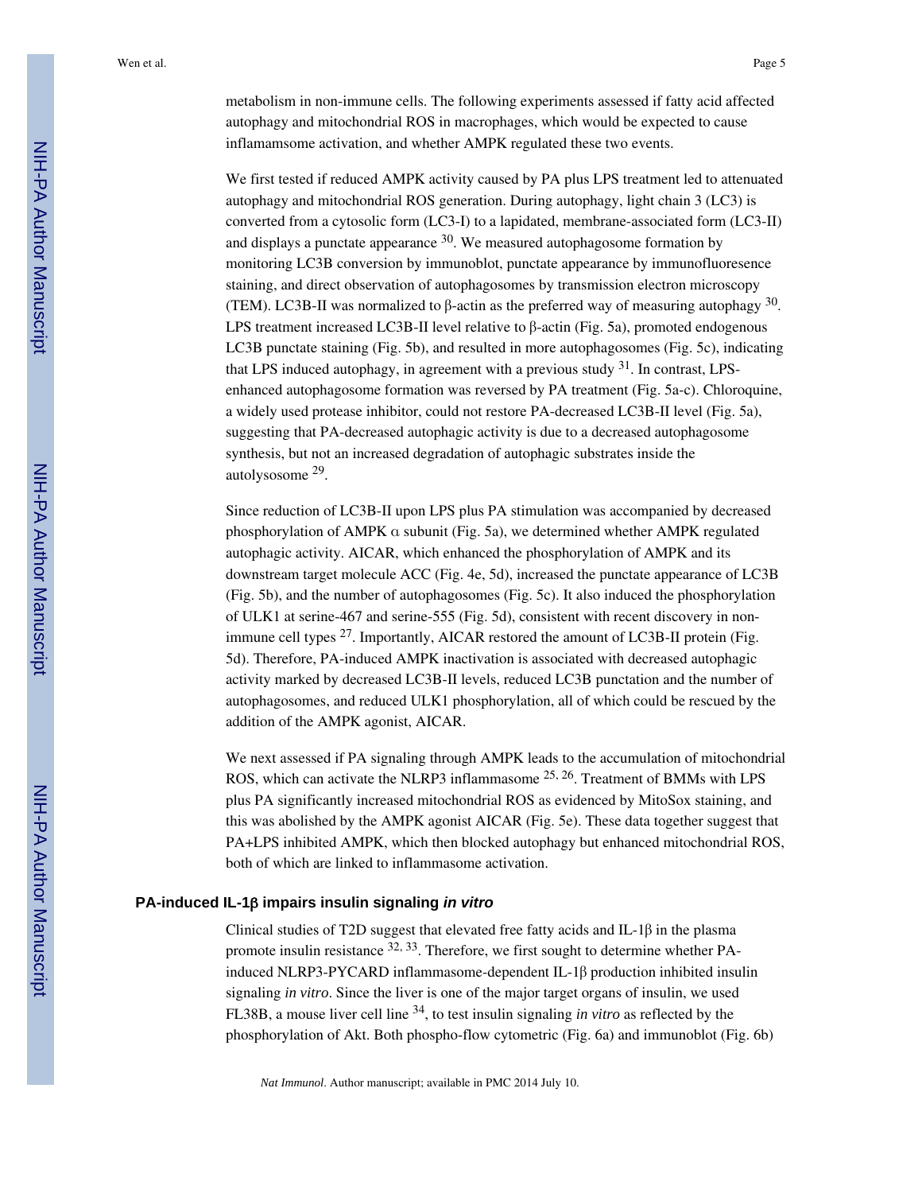metabolism in non-immune cells. The following experiments assessed if fatty acid affected autophagy and mitochondrial ROS in macrophages, which would be expected to cause inflamamsome activation, and whether AMPK regulated these two events.

We first tested if reduced AMPK activity caused by PA plus LPS treatment led to attenuated autophagy and mitochondrial ROS generation. During autophagy, light chain 3 (LC3) is converted from a cytosolic form (LC3-I) to a lapidated, membrane-associated form (LC3-II) and displays a punctate appearance [30]. We measured autophagosome formation by monitoring LC3B conversion by immunoblot, punctate appearance by immunofluoresence staining, and direct observation of autophagosomes by transmission electron microscopy (TEM). LC3B-II was normalized to β-actin as the preferred way of measuring autophagy [30]. LPS treatment increased LC3B-II level relative to β-actin (Fig. 5a), promoted endogenous LC3B punctate staining (Fig. 5b), and resulted in more autophagosomes (Fig. 5c), indicating that LPS induced autophagy, in agreement with a previous study [31]. In contrast, LPS-enhanced autophagosome formation was reversed by PA treatment (Fig. 5a-c). Chloroquine, a widely used protease inhibitor, could not restore PA-decreased LC3B-II level (Fig. 5a), suggesting that PA-decreased autophagic activity is due to a decreased autophagosome synthesis, but not an increased degradation of autophagic substrates inside the autolysosome [29].

Since reduction of LC3B-II upon LPS plus PA stimulation was accompanied by decreased phosphorylation of AMPK α subunit (Fig. 5a), we determined whether AMPK regulated autophagic activity. AICAR, which enhanced the phosphorylation of AMPK and its downstream target molecule ACC (Fig. 4e, 5d), increased the punctate appearance of LC3B (Fig. 5b), and the number of autophagosomes (Fig. 5c). It also induced the phosphorylation of ULK1 at serine-467 and serine-555 (Fig. 5d), consistent with recent discovery in non-immune cell types [27]. Importantly, AICAR restored the amount of LC3B-II protein (Fig. 5d). Therefore, PA-induced AMPK inactivation is associated with decreased autophagic activity marked by decreased LC3B-II levels, reduced LC3B punctation and the number of autophagosomes, and reduced ULK1 phosphorylation, all of which could be rescued by the addition of the AMPK agonist, AICAR.

We next assessed if PA signaling through AMPK leads to the accumulation of mitochondrial ROS, which can activate the NLRP3 inflammasome [25, 26]. Treatment of BMMs with LPS plus PA significantly increased mitochondrial ROS as evidenced by MitoSox staining, and this was abolished by the AMPK agonist AICAR (Fig. 5e). These data together suggest that PA+LPS inhibited AMPK, which then blocked autophagy but enhanced mitochondrial ROS, both of which are linked to inflammasome activation.

### PA-induced IL-1β impairs insulin signaling *in vitro*

Clinical studies of T2D suggest that elevated free fatty acids and IL-1β in the plasma promote insulin resistance [32, 33]. Therefore, we first sought to determine whether PA-induced NLRP3-PYCARD inflammasome-dependent IL-1β production inhibited insulin signaling *in vitro*. Since the liver is one of the major target organs of insulin, we used FL38B, a mouse liver cell line [34], to test insulin signaling *in vitro* as reflected by the phosphorylation of Akt. Both phospho-flow cytometric (Fig. 6a) and immunoblot (Fig. 6b)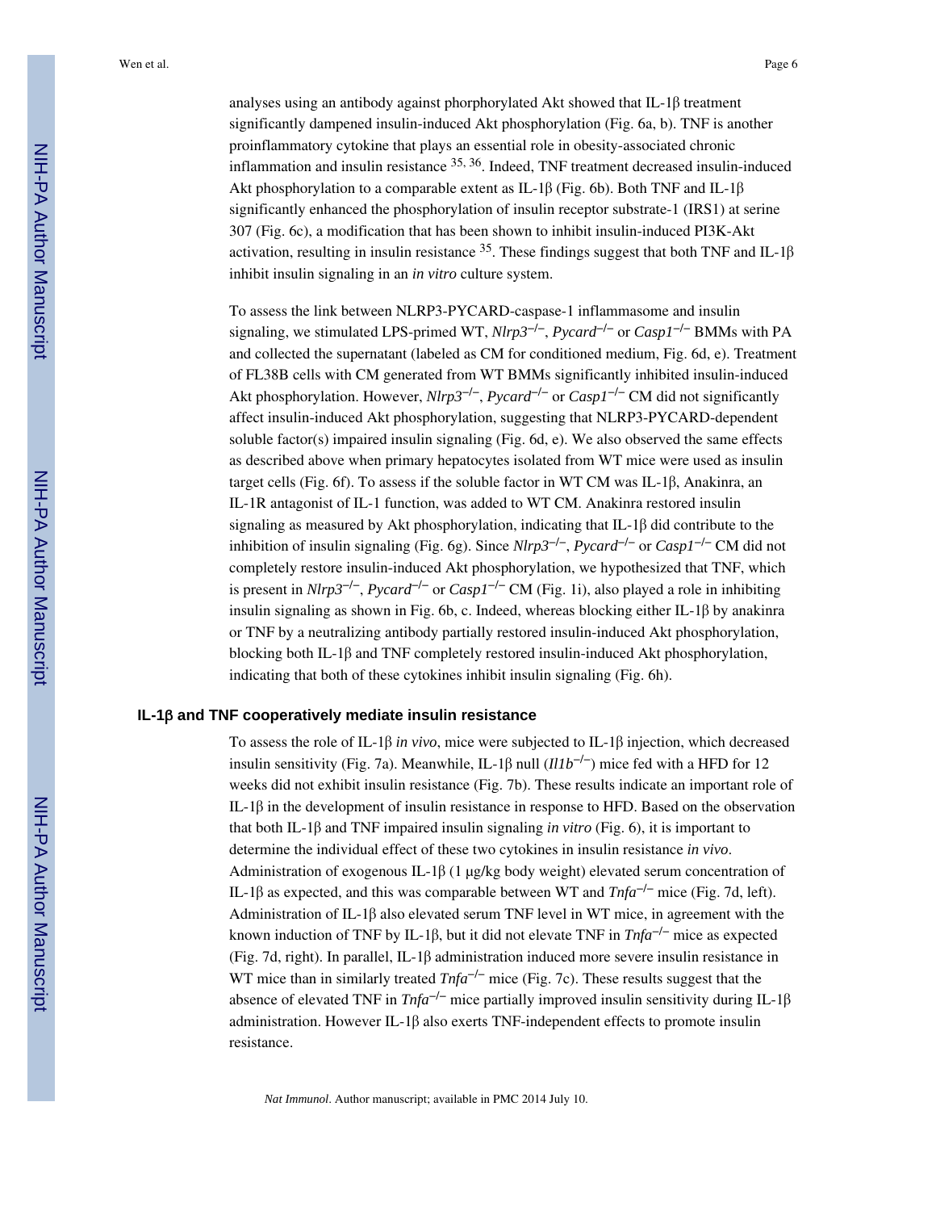analyses using an antibody against phorphorylated Akt showed that IL-1β treatment significantly dampened insulin-induced Akt phosphorylation (Fig. 6a, b). TNF is another proinflammatory cytokine that plays an essential role in obesity-associated chronic inflammation and insulin resistance [35, 36]. Indeed, TNF treatment decreased insulin-induced Akt phosphorylation to a comparable extent as IL-1β (Fig. 6b). Both TNF and IL-1β significantly enhanced the phosphorylation of insulin receptor substrate-1 (IRS1) at serine 307 (Fig. 6c), a modification that has been shown to inhibit insulin-induced PI3K-Akt activation, resulting in insulin resistance [35]. These findings suggest that both TNF and IL-1β inhibit insulin signaling in an *in vitro* culture system.

To assess the link between NLRP3-PYCARD-caspase-1 inflammasome and insulin signaling, we stimulated LPS-primed WT, *Nlrp3*$^{-/-}$, *Pycard*$^{-/-}$ or *Casp1*$^{-/-}$ BMMs with PA and collected the supernatant (labeled as CM for conditioned medium, Fig. 6d, e). Treatment of FL38B cells with CM generated from WT BMMs significantly inhibited insulin-induced Akt phosphorylation. However, *Nlrp3*$^{-/-}$, *Pycard*$^{-/-}$ or *Casp1*$^{-/-}$ CM did not significantly affect insulin-induced Akt phosphorylation, suggesting that NLRP3-PYCARD-dependent soluble factor(s) impaired insulin signaling (Fig. 6d, e). We also observed the same effects as described above when primary hepatocytes isolated from WT mice were used as insulin target cells (Fig. 6f). To assess if the soluble factor in WT CM was IL-1β, Anakinra, an IL-1R antagonist of IL-1 function, was added to WT CM. Anakinra restored insulin signaling as measured by Akt phosphorylation, indicating that IL-1β did contribute to the inhibition of insulin signaling (Fig. 6g). Since *Nlrp3*$^{-/-}$, *Pycard*$^{-/-}$ or *Casp1*$^{-/-}$ CM did not completely restore insulin-induced Akt phosphorylation, we hypothesized that TNF, which is present in *Nlrp3*$^{-/-}$, *Pycard*$^{-/-}$ or *Casp1*$^{-/-}$ CM (Fig. 1i), also played a role in inhibiting insulin signaling as shown in Fig. 6b, c. Indeed, whereas blocking either IL-1β by anakinra or TNF by a neutralizing antibody partially restored insulin-induced Akt phosphorylation, blocking both IL-1β and TNF completely restored insulin-induced Akt phosphorylation, indicating that both of these cytokines inhibit insulin signaling (Fig. 6h).

### IL-1β and TNF cooperatively mediate insulin resistance

To assess the role of IL-1β *in vivo*, mice were subjected to IL-1β injection, which decreased insulin sensitivity (Fig. 7a). Meanwhile, IL-1β null (*Il1b*$^{-/-}$) mice fed with a HFD for 12 weeks did not exhibit insulin resistance (Fig. 7b). These results indicate an important role of IL-1β in the development of insulin resistance in response to HFD. Based on the observation that both IL-1β and TNF impaired insulin signaling *in vitro* (Fig. 6), it is important to determine the individual effect of these two cytokines in insulin resistance *in vivo*. Administration of exogenous IL-1β (1 μg/kg body weight) elevated serum concentration of IL-1β as expected, and this was comparable between WT and *Tnfa*$^{-/-}$ mice (Fig. 7d, left). Administration of IL-1β also elevated serum TNF level in WT mice, in agreement with the known induction of TNF by IL-1β, but it did not elevate TNF in *Tnfa*$^{-/-}$ mice as expected (Fig. 7d, right). In parallel, IL-1β administration induced more severe insulin resistance in WT mice than in similarly treated *Tnfa*$^{-/-}$ mice (Fig. 7c). These results suggest that the absence of elevated TNF in *Tnfa*$^{-/-}$ mice partially improved insulin sensitivity during IL-1β administration. However IL-1β also exerts TNF-independent effects to promote insulin resistance.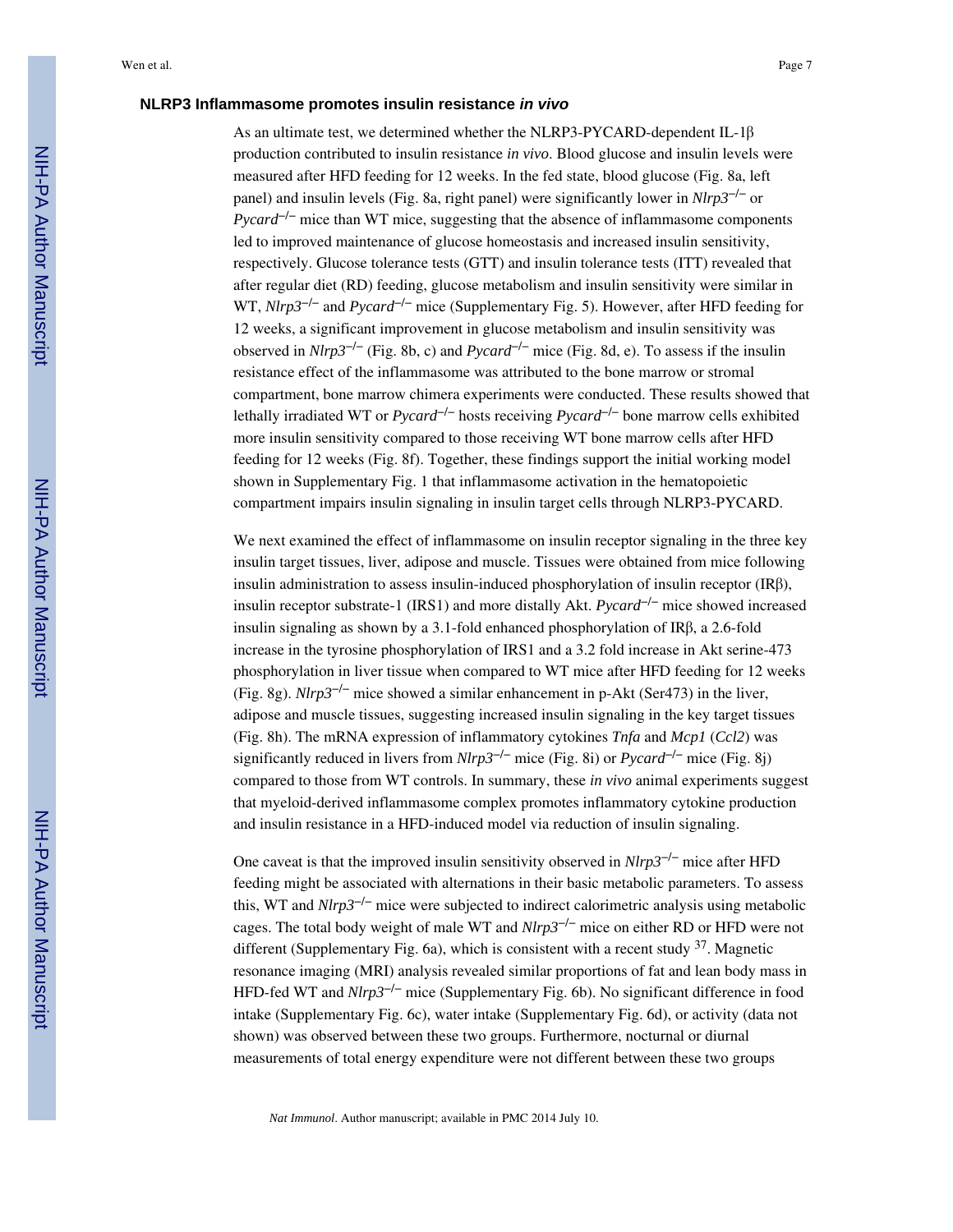### NLRP3 Inflammasome promotes insulin resistance *in vivo*

As an ultimate test, we determined whether the NLRP3-PYCARD-dependent IL-1β production contributed to insulin resistance *in vivo*. Blood glucose and insulin levels were measured after HFD feeding for 12 weeks. In the fed state, blood glucose (Fig. 8a, left panel) and insulin levels (Fig. 8a, right panel) were significantly lower in *Nlrp3*$^{-/-}$ or *Pycard*$^{-/-}$ mice than WT mice, suggesting that the absence of inflammasome components led to improved maintenance of glucose homeostasis and increased insulin sensitivity, respectively. Glucose tolerance tests (GTT) and insulin tolerance tests (ITT) revealed that after regular diet (RD) feeding, glucose metabolism and insulin sensitivity were similar in WT, *Nlrp3*$^{-/-}$ and *Pycard*$^{-/-}$ mice (Supplementary Fig. 5). However, after HFD feeding for 12 weeks, a significant improvement in glucose metabolism and insulin sensitivity was observed in *Nlrp3*$^{-/-}$ (Fig. 8b, c) and *Pycard*$^{-/-}$ mice (Fig. 8d, e). To assess if the insulin resistance effect of the inflammasome was attributed to the bone marrow or stromal compartment, bone marrow chimera experiments were conducted. These results showed that lethally irradiated WT or *Pycard*$^{-/-}$ hosts receiving *Pycard*$^{-/-}$ bone marrow cells exhibited more insulin sensitivity compared to those receiving WT bone marrow cells after HFD feeding for 12 weeks (Fig. 8f). Together, these findings support the initial working model shown in Supplementary Fig. 1 that inflammasome activation in the hematopoietic compartment impairs insulin signaling in insulin target cells through NLRP3-PYCARD.

We next examined the effect of inflammasome on insulin receptor signaling in the three key insulin target tissues, liver, adipose and muscle. Tissues were obtained from mice following insulin administration to assess insulin-induced phosphorylation of insulin receptor (IRβ), insulin receptor substrate-1 (IRS1) and more distally Akt. *Pycard*$^{-/-}$ mice showed increased insulin signaling as shown by a 3.1-fold enhanced phosphorylation of IRβ, a 2.6-fold increase in the tyrosine phosphorylation of IRS1 and a 3.2 fold increase in Akt serine-473 phosphorylation in liver tissue when compared to WT mice after HFD feeding for 12 weeks (Fig. 8g). *Nlrp3*$^{-/-}$ mice showed a similar enhancement in p-Akt (Ser473) in the liver, adipose and muscle tissues, suggesting increased insulin signaling in the key target tissues (Fig. 8h). The mRNA expression of inflammatory cytokines *Tnfa* and *Mcp1* (*Ccl2*) was significantly reduced in livers from *Nlrp3*$^{-/-}$ mice (Fig. 8i) or *Pycard*$^{-/-}$ mice (Fig. 8j) compared to those from WT controls. In summary, these *in vivo* animal experiments suggest that myeloid-derived inflammasome complex promotes inflammatory cytokine production and insulin resistance in a HFD-induced model via reduction of insulin signaling.

One caveat is that the improved insulin sensitivity observed in *Nlrp3*$^{-/-}$ mice after HFD feeding might be associated with alternations in their basic metabolic parameters. To assess this, WT and *Nlrp3*$^{-/-}$ mice were subjected to indirect calorimetric analysis using metabolic cages. The total body weight of male WT and *Nlrp3*$^{-/-}$ mice on either RD or HFD were not different (Supplementary Fig. 6a), which is consistent with a recent study [37]. Magnetic resonance imaging (MRI) analysis revealed similar proportions of fat and lean body mass in HFD-fed WT and *Nlrp3*$^{-/-}$ mice (Supplementary Fig. 6b). No significant difference in food intake (Supplementary Fig. 6c), water intake (Supplementary Fig. 6d), or activity (data not shown) was observed between these two groups. Furthermore, nocturnal or diurnal measurements of total energy expenditure were not different between these two groups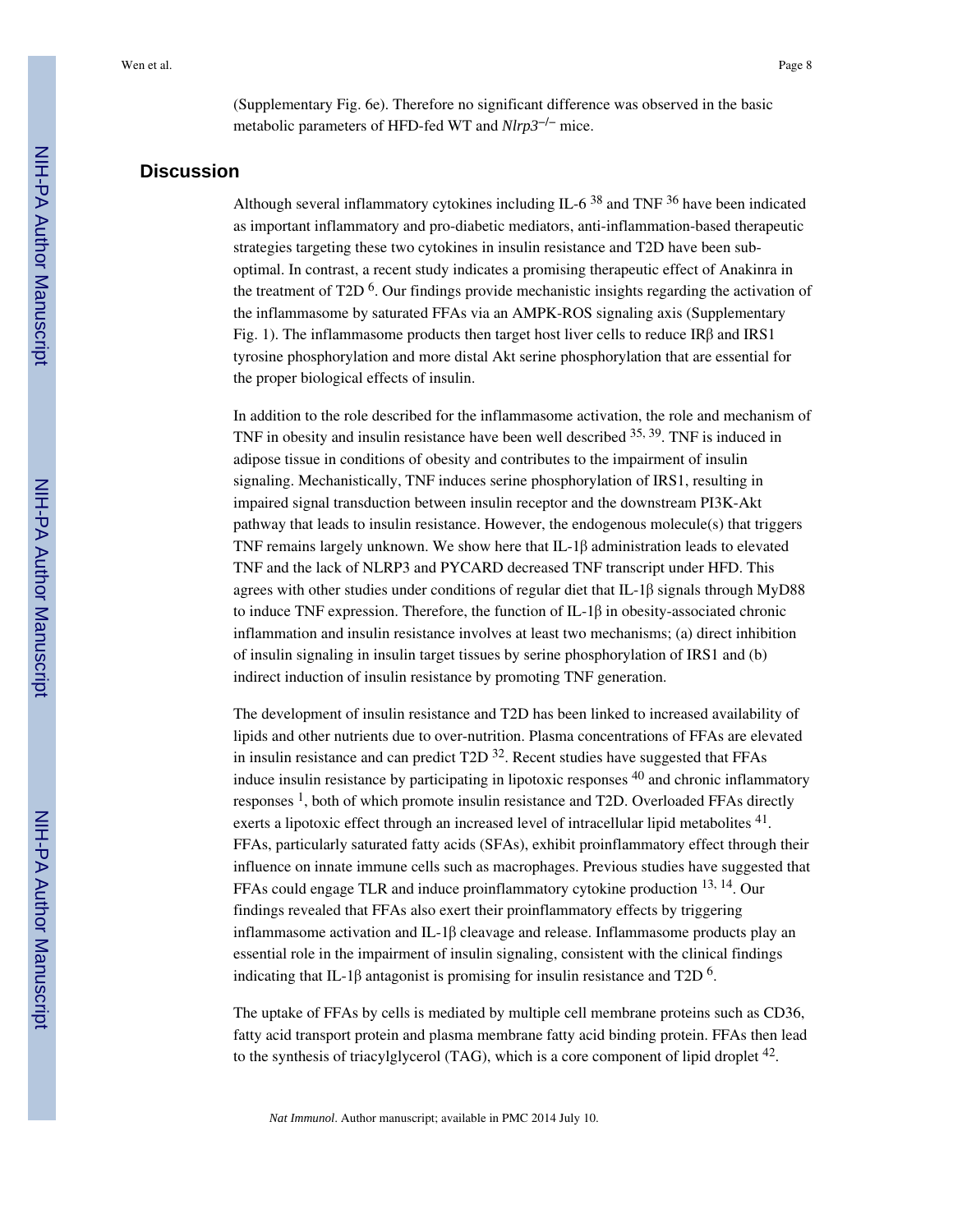(Supplementary Fig. 6e). Therefore no significant difference was observed in the basic metabolic parameters of HFD-fed WT and *Nlrp3*$^{-/-}$ mice.

## Discussion

Although several inflammatory cytokines including IL-6 [38] and TNF [36] have been indicated as important inflammatory and pro-diabetic mediators, anti-inflammation-based therapeutic strategies targeting these two cytokines in insulin resistance and T2D have been sub-optimal. In contrast, a recent study indicates a promising therapeutic effect of Anakinra in the treatment of T2D [6]. Our findings provide mechanistic insights regarding the activation of the inflammasome by saturated FFAs via an AMPK-ROS signaling axis (Supplementary Fig. 1). The inflammasome products then target host liver cells to reduce IRβ and IRS1 tyrosine phosphorylation and more distal Akt serine phosphorylation that are essential for the proper biological effects of insulin.

In addition to the role described for the inflammasome activation, the role and mechanism of TNF in obesity and insulin resistance have been well described [35, 39]. TNF is induced in adipose tissue in conditions of obesity and contributes to the impairment of insulin signaling. Mechanistically, TNF induces serine phosphorylation of IRS1, resulting in impaired signal transduction between insulin receptor and the downstream PI3K-Akt pathway that leads to insulin resistance. However, the endogenous molecule(s) that triggers TNF remains largely unknown. We show here that IL-1β administration leads to elevated TNF and the lack of NLRP3 and PYCARD decreased TNF transcript under HFD. This agrees with other studies under conditions of regular diet that IL-1β signals through MyD88 to induce TNF expression. Therefore, the function of IL-1β in obesity-associated chronic inflammation and insulin resistance involves at least two mechanisms; (a) direct inhibition of insulin signaling in insulin target tissues by serine phosphorylation of IRS1 and (b) indirect induction of insulin resistance by promoting TNF generation.

The development of insulin resistance and T2D has been linked to increased availability of lipids and other nutrients due to over-nutrition. Plasma concentrations of FFAs are elevated in insulin resistance and can predict T2D [32]. Recent studies have suggested that FFAs induce insulin resistance by participating in lipotoxic responses [40] and chronic inflammatory responses [1], both of which promote insulin resistance and T2D. Overloaded FFAs directly exerts a lipotoxic effect through an increased level of intracellular lipid metabolites [41]. FFAs, particularly saturated fatty acids (SFAs), exhibit proinflammatory effect through their influence on innate immune cells such as macrophages. Previous studies have suggested that FFAs could engage TLR and induce proinflammatory cytokine production [13, 14]. Our findings revealed that FFAs also exert their proinflammatory effects by triggering inflammasome activation and IL-1β cleavage and release. Inflammasome products play an essential role in the impairment of insulin signaling, consistent with the clinical findings indicating that IL-1β antagonist is promising for insulin resistance and T2D [6].

The uptake of FFAs by cells is mediated by multiple cell membrane proteins such as CD36, fatty acid transport protein and plasma membrane fatty acid binding protein. FFAs then lead to the synthesis of triacylglycerol (TAG), which is a core component of lipid droplet [42].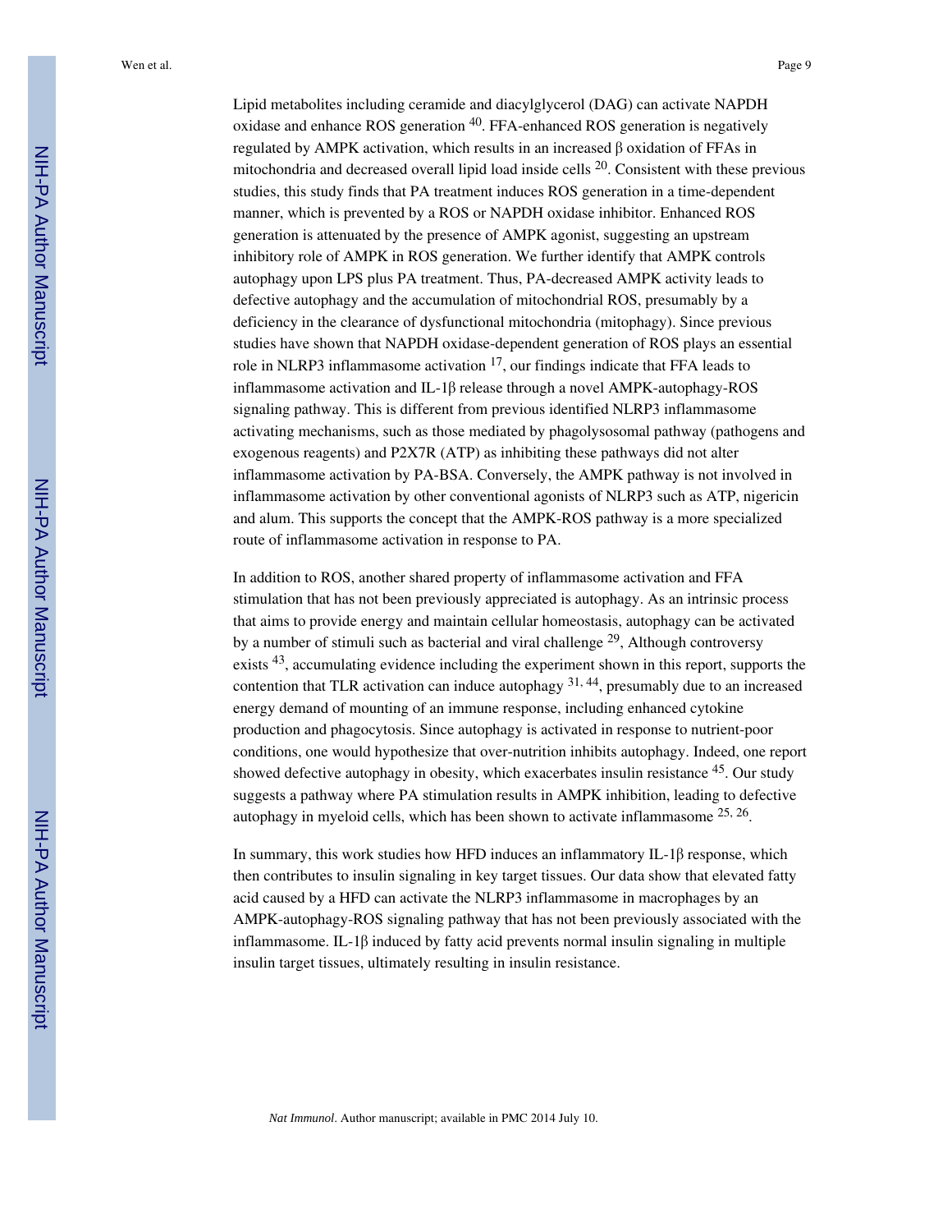Lipid metabolites including ceramide and diacylglycerol (DAG) can activate NAPDH oxidase and enhance ROS generation [40]. FFA-enhanced ROS generation is negatively regulated by AMPK activation, which results in an increased β oxidation of FFAs in mitochondria and decreased overall lipid load inside cells [20]. Consistent with these previous studies, this study finds that PA treatment induces ROS generation in a time-dependent manner, which is prevented by a ROS or NAPDH oxidase inhibitor. Enhanced ROS generation is attenuated by the presence of AMPK agonist, suggesting an upstream inhibitory role of AMPK in ROS generation. We further identify that AMPK controls autophagy upon LPS plus PA treatment. Thus, PA-decreased AMPK activity leads to defective autophagy and the accumulation of mitochondrial ROS, presumably by a deficiency in the clearance of dysfunctional mitochondria (mitophagy). Since previous studies have shown that NAPDH oxidase-dependent generation of ROS plays an essential role in NLRP3 inflammasome activation [17], our findings indicate that FFA leads to inflammasome activation and IL-1β release through a novel AMPK-autophagy-ROS signaling pathway. This is different from previous identified NLRP3 inflammasome activating mechanisms, such as those mediated by phagolysosomal pathway (pathogens and exogenous reagents) and P2X7R (ATP) as inhibiting these pathways did not alter inflammasome activation by PA-BSA. Conversely, the AMPK pathway is not involved in inflammasome activation by other conventional agonists of NLRP3 such as ATP, nigericin and alum. This supports the concept that the AMPK-ROS pathway is a more specialized route of inflammasome activation in response to PA.

In addition to ROS, another shared property of inflammasome activation and FFA stimulation that has not been previously appreciated is autophagy. As an intrinsic process that aims to provide energy and maintain cellular homeostasis, autophagy can be activated by a number of stimuli such as bacterial and viral challenge [29], Although controversy exists [43], accumulating evidence including the experiment shown in this report, supports the contention that TLR activation can induce autophagy [31, 44], presumably due to an increased energy demand of mounting of an immune response, including enhanced cytokine production and phagocytosis. Since autophagy is activated in response to nutrient-poor conditions, one would hypothesize that over-nutrition inhibits autophagy. Indeed, one report showed defective autophagy in obesity, which exacerbates insulin resistance [45]. Our study suggests a pathway where PA stimulation results in AMPK inhibition, leading to defective autophagy in myeloid cells, which has been shown to activate inflammasome [25, 26].

In summary, this work studies how HFD induces an inflammatory IL-1β response, which then contributes to insulin signaling in key target tissues. Our data show that elevated fatty acid caused by a HFD can activate the NLRP3 inflammasome in macrophages by an AMPK-autophagy-ROS signaling pathway that has not been previously associated with the inflammasome. IL-1β induced by fatty acid prevents normal insulin signaling in multiple insulin target tissues, ultimately resulting in insulin resistance.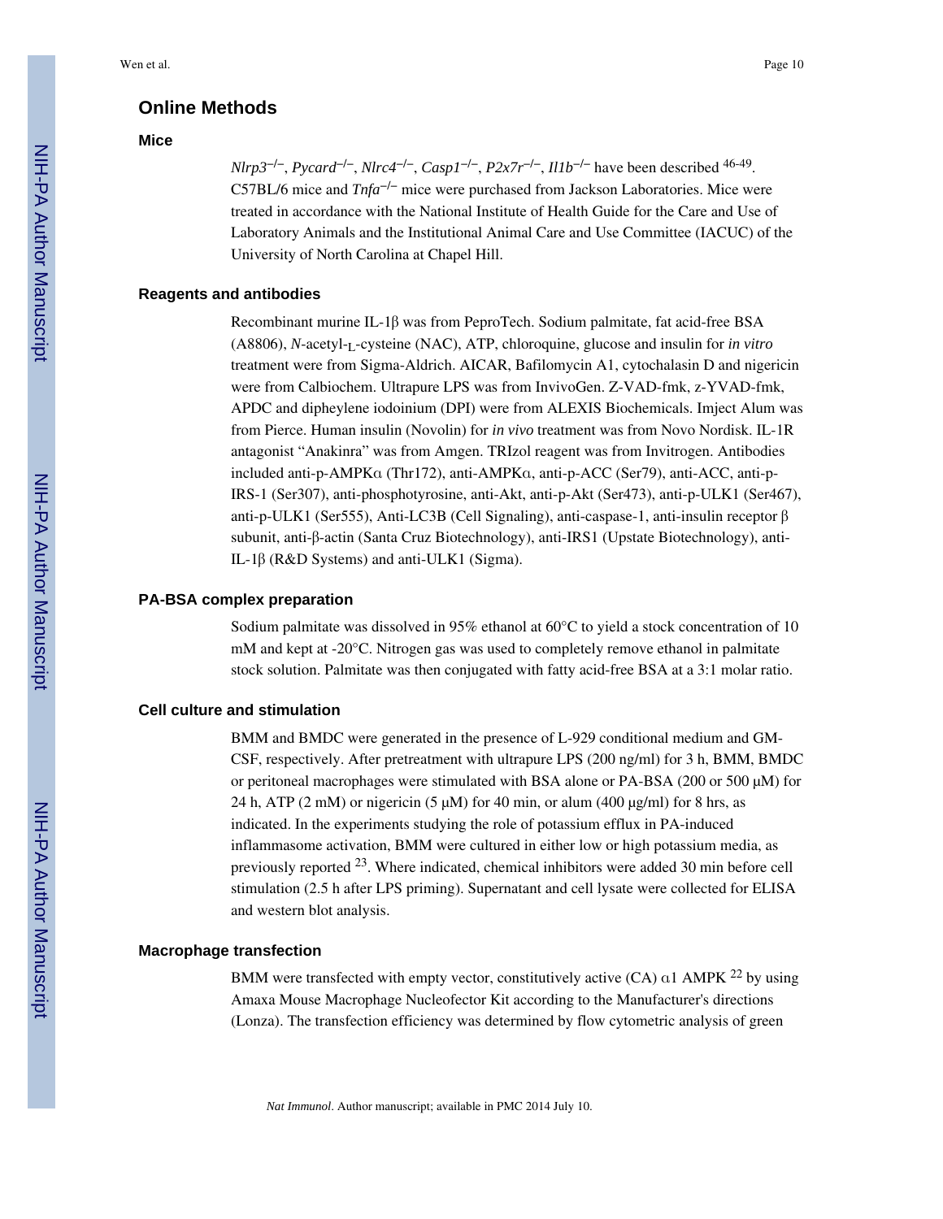## Online Methods

### Mice

*Nlrp3*$^{-/-}$, *Pycard*$^{-/-}$, *Nlrc4*$^{-/-}$, *Casp1*$^{-/-}$, *P2x7r*$^{-/-}$, *Il1b*$^{-/-}$ have been described [46-49]. C57BL/6 mice and *Tnfa*$^{-/-}$ mice were purchased from Jackson Laboratories. Mice were treated in accordance with the National Institute of Health Guide for the Care and Use of Laboratory Animals and the Institutional Animal Care and Use Committee (IACUC) of the University of North Carolina at Chapel Hill.

### Reagents and antibodies

Recombinant murine IL-1β was from PeproTech. Sodium palmitate, fat acid-free BSA (A8806), *N*-acetyl-$_{\text{L}}$-cysteine (NAC), ATP, chloroquine, glucose and insulin for *in vitro* treatment were from Sigma-Aldrich. AICAR, Bafilomycin A1, cytochalasin D and nigericin were from Calbiochem. Ultrapure LPS was from InvivoGen. Z-VAD-fmk, z-YVAD-fmk, APDC and dipheylene iodoinium (DPI) were from ALEXIS Biochemicals. Imject Alum was from Pierce. Human insulin (Novolin) for *in vivo* treatment was from Novo Nordisk. IL-1R antagonist "Anakinra" was from Amgen. TRIzol reagent was from Invitrogen. Antibodies included anti-p-AMPKα (Thr172), anti-AMPKα, anti-p-ACC (Ser79), anti-ACC, anti-p-IRS-1 (Ser307), anti-phosphotyrosine, anti-Akt, anti-p-Akt (Ser473), anti-p-ULK1 (Ser467), anti-p-ULK1 (Ser555), Anti-LC3B (Cell Signaling), anti-caspase-1, anti-insulin receptor β subunit, anti-β-actin (Santa Cruz Biotechnology), anti-IRS1 (Upstate Biotechnology), anti-IL-1β (R&D Systems) and anti-ULK1 (Sigma).

### PA-BSA complex preparation

Sodium palmitate was dissolved in 95% ethanol at 60°C to yield a stock concentration of 10 mM and kept at -20°C. Nitrogen gas was used to completely remove ethanol in palmitate stock solution. Palmitate was then conjugated with fatty acid-free BSA at a 3:1 molar ratio.

### Cell culture and stimulation

BMM and BMDC were generated in the presence of L-929 conditional medium and GM-CSF, respectively. After pretreatment with ultrapure LPS (200 ng/ml) for 3 h, BMM, BMDC or peritoneal macrophages were stimulated with BSA alone or PA-BSA (200 or 500 μM) for 24 h, ATP (2 mM) or nigericin (5 μM) for 40 min, or alum (400 μg/ml) for 8 hrs, as indicated. In the experiments studying the role of potassium efflux in PA-induced inflammasome activation, BMM were cultured in either low or high potassium media, as previously reported [23]. Where indicated, chemical inhibitors were added 30 min before cell stimulation (2.5 h after LPS priming). Supernatant and cell lysate were collected for ELISA and western blot analysis.

### Macrophage transfection

BMM were transfected with empty vector, constitutively active (CA) α1 AMPK [22] by using Amaxa Mouse Macrophage Nucleofector Kit according to the Manufacturer's directions (Lonza). The transfection efficiency was determined by flow cytometric analysis of green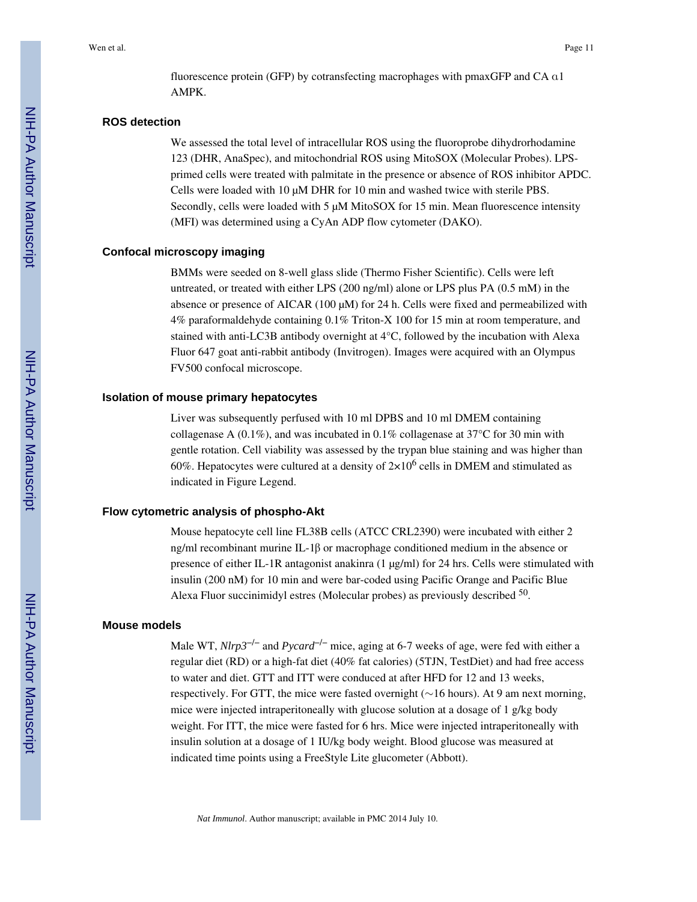fluorescence protein (GFP) by cotransfecting macrophages with pmaxGFP and CA α1 AMPK.

### ROS detection

We assessed the total level of intracellular ROS using the fluoroprobe dihydrorhodamine 123 (DHR, AnaSpec), and mitochondrial ROS using MitoSOX (Molecular Probes). LPS-primed cells were treated with palmitate in the presence or absence of ROS inhibitor APDC. Cells were loaded with 10 μM DHR for 10 min and washed twice with sterile PBS. Secondly, cells were loaded with 5 μM MitoSOX for 15 min. Mean fluorescence intensity (MFI) was determined using a CyAn ADP flow cytometer (DAKO).

### Confocal microscopy imaging

BMMs were seeded on 8-well glass slide (Thermo Fisher Scientific). Cells were left untreated, or treated with either LPS (200 ng/ml) alone or LPS plus PA (0.5 mM) in the absence or presence of AICAR (100 μM) for 24 h. Cells were fixed and permeabilized with 4% paraformaldehyde containing 0.1% Triton-X 100 for 15 min at room temperature, and stained with anti-LC3B antibody overnight at 4°C, followed by the incubation with Alexa Fluor 647 goat anti-rabbit antibody (Invitrogen). Images were acquired with an Olympus FV500 confocal microscope.

### Isolation of mouse primary hepatocytes

Liver was subsequently perfused with 10 ml DPBS and 10 ml DMEM containing collagenase A (0.1%), and was incubated in 0.1% collagenase at 37°C for 30 min with gentle rotation. Cell viability was assessed by the trypan blue staining and was higher than 60%. Hepatocytes were cultured at a density of $2 \times 10^6$ cells in DMEM and stimulated as indicated in Figure Legend.

### Flow cytometric analysis of phospho-Akt

Mouse hepatocyte cell line FL38B cells (ATCC CRL2390) were incubated with either 2 ng/ml recombinant murine IL-1β or macrophage conditioned medium in the absence or presence of either IL-1R antagonist anakinra (1 μg/ml) for 24 hrs. Cells were stimulated with insulin (200 nM) for 10 min and were bar-coded using Pacific Orange and Pacific Blue Alexa Fluor succinimidyl estres (Molecular probes) as previously described [50].

### Mouse models

Male WT, *Nlrp3*$^{-/-}$ and *Pycard*$^{-/-}$ mice, aging at 6-7 weeks of age, were fed with either a regular diet (RD) or a high-fat diet (40% fat calories) (5TJN, TestDiet) and had free access to water and diet. GTT and ITT were conduced at after HFD for 12 and 13 weeks, respectively. For GTT, the mice were fasted overnight (~16 hours). At 9 am next morning, mice were injected intraperitoneally with glucose solution at a dosage of 1 g/kg body weight. For ITT, the mice were fasted for 6 hrs. Mice were injected intraperitoneally with insulin solution at a dosage of 1 IU/kg body weight. Blood glucose was measured at indicated time points using a FreeStyle Lite glucometer (Abbott).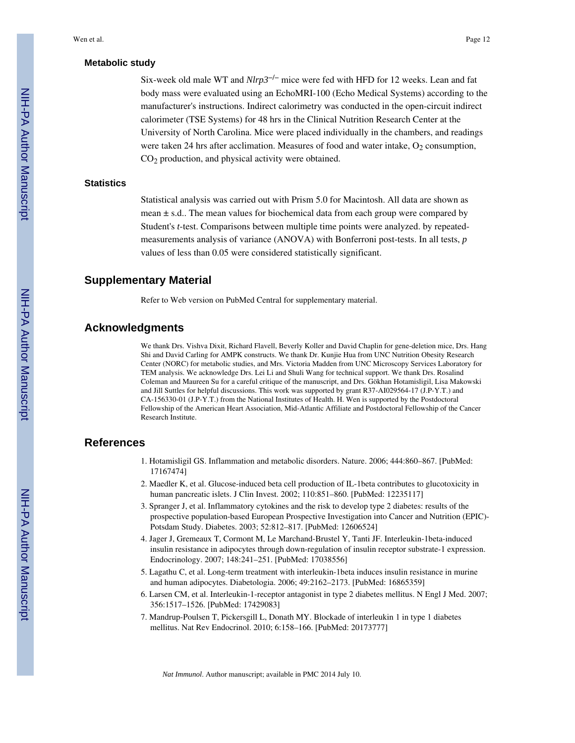### Metabolic study

Six-week old male WT and *Nlrp3*$^{-/-}$ mice were fed with HFD for 12 weeks. Lean and fat body mass were evaluated using an EchoMRI-100 (Echo Medical Systems) according to the manufacturer's instructions. Indirect calorimetry was conducted in the open-circuit indirect calorimeter (TSE Systems) for 48 hrs in the Clinical Nutrition Research Center at the University of North Carolina. Mice were placed individually in the chambers, and readings were taken 24 hrs after acclimation. Measures of food and water intake, $O_2$ consumption, $CO_2$ production, and physical activity were obtained.

### Statistics

Statistical analysis was carried out with Prism 5.0 for Macintosh. All data are shown as mean ± s.d.. The mean values for biochemical data from each group were compared by Student's *t*-test. Comparisons between multiple time points were analyzed. by repeated-measurements analysis of variance (ANOVA) with Bonferroni post-tests. In all tests, $p$ values of less than 0.05 were considered statistically significant.

## Supplementary Material

Refer to Web version on PubMed Central for supplementary material.

## Acknowledgments

We thank Drs. Vishva Dixit, Richard Flavell, Beverly Koller and David Chaplin for gene-deletion mice, Drs. Hang Shi and David Carling for AMPK constructs. We thank Dr. Kunjie Hua from UNC Nutrition Obesity Research Center (NORC) for metabolic studies, and Mrs. Victoria Madden from UNC Microscopy Services Laboratory for TEM analysis. We acknowledge Drs. Lei Li and Shuli Wang for technical support. We thank Drs. Rosalind Coleman and Maureen Su for a careful critique of the manuscript, and Drs. Gökhan Hotamisligil, Lisa Makowski and Jill Suttles for helpful discussions. This work was supported by grant R37-AI029564-17 (J.P-Y.T.) and CA-156330-01 (J.P-Y.T.) from the National Institutes of Health. H. Wen is supported by the Postdoctoral Fellowship of the American Heart Association, Mid-Atlantic Affiliate and Postdoctoral Fellowship of the Cancer Research Institute.

## References

1. Hotamisligil GS. Inflammation and metabolic disorders. Nature. 2006; 444:860–867. [PubMed: 17167474]
2. Maedler K, et al. Glucose-induced beta cell production of IL-1beta contributes to glucotoxicity in human pancreatic islets. J Clin Invest. 2002; 110:851–860. [PubMed: 12235117]
3. Spranger J, et al. Inflammatory cytokines and the risk to develop type 2 diabetes: results of the prospective population-based European Prospective Investigation into Cancer and Nutrition (EPIC)-Potsdam Study. Diabetes. 2003; 52:812–817. [PubMed: 12606524]
4. Jager J, Gremeaux T, Cormont M, Le Marchand-Brustel Y, Tanti JF. Interleukin-1beta-induced insulin resistance in adipocytes through down-regulation of insulin receptor substrate-1 expression. Endocrinology. 2007; 148:241–251. [PubMed: 17038556]
5. Lagathu C, et al. Long-term treatment with interleukin-1beta induces insulin resistance in murine and human adipocytes. Diabetologia. 2006; 49:2162–2173. [PubMed: 16865359]
6. Larsen CM, et al. Interleukin-1-receptor antagonist in type 2 diabetes mellitus. N Engl J Med. 2007; 356:1517–1526. [PubMed: 17429083]
7. Mandrup-Poulsen T, Pickersgill L, Donath MY. Blockade of interleukin 1 in type 1 diabetes mellitus. Nat Rev Endocrinol. 2010; 6:158–166. [PubMed: 20173777]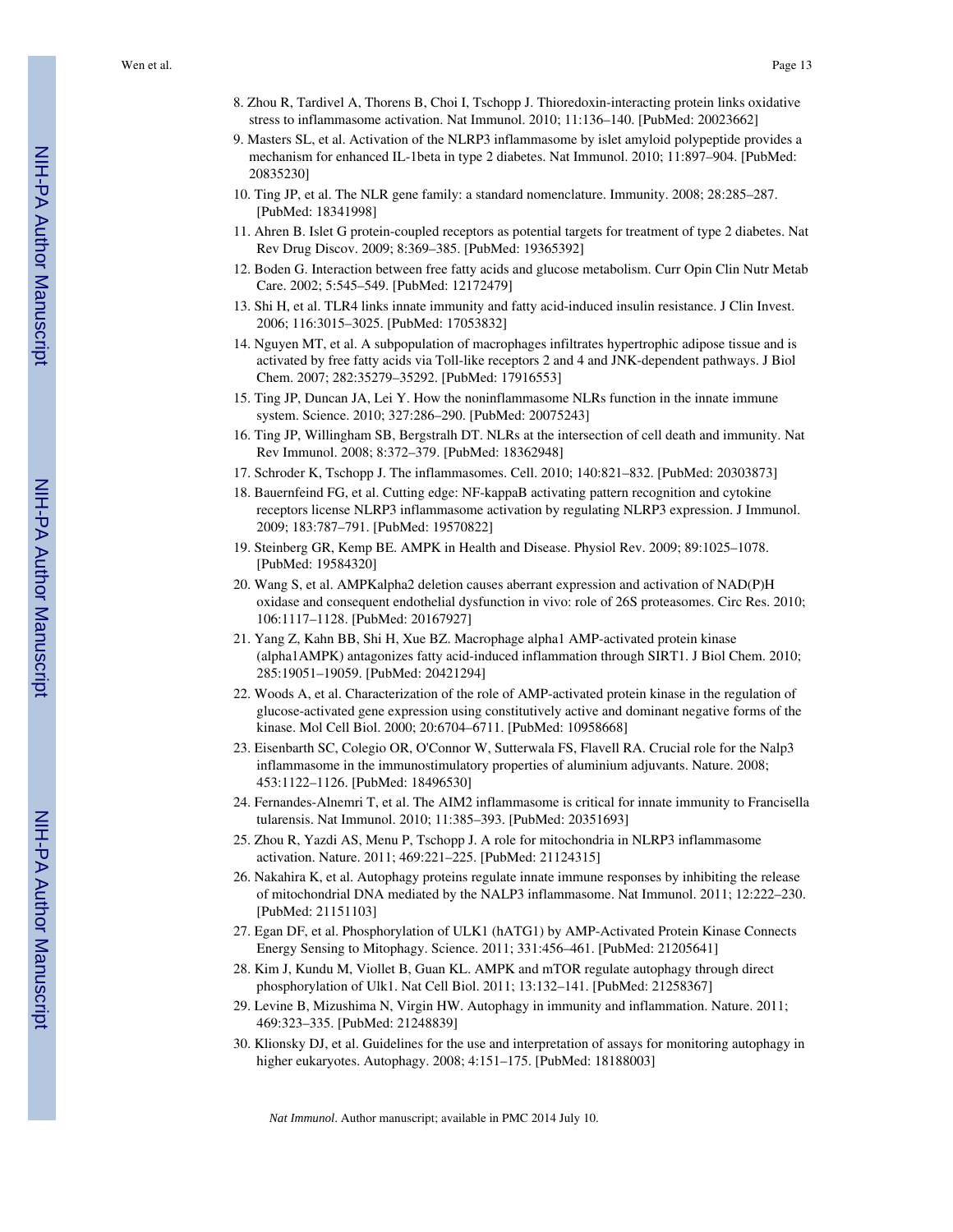8. Zhou R, Tardivel A, Thorens B, Choi I, Tschopp J. Thioredoxin-interacting protein links oxidative stress to inflammasome activation. Nat Immunol. 2010; 11:136–140. [PubMed: 20023662]
9. Masters SL, et al. Activation of the NLRP3 inflammasome by islet amyloid polypeptide provides a mechanism for enhanced IL-1beta in type 2 diabetes. Nat Immunol. 2010; 11:897–904. [PubMed: 20835230]
10. Ting JP, et al. The NLR gene family: a standard nomenclature. Immunity. 2008; 28:285–287. [PubMed: 18341998]
11. Ahren B. Islet G protein-coupled receptors as potential targets for treatment of type 2 diabetes. Nat Rev Drug Discov. 2009; 8:369–385. [PubMed: 19365392]
12. Boden G. Interaction between free fatty acids and glucose metabolism. Curr Opin Clin Nutr Metab Care. 2002; 5:545–549. [PubMed: 12172479]
13. Shi H, et al. TLR4 links innate immunity and fatty acid-induced insulin resistance. J Clin Invest. 2006; 116:3015–3025. [PubMed: 17053832]
14. Nguyen MT, et al. A subpopulation of macrophages infiltrates hypertrophic adipose tissue and is activated by free fatty acids via Toll-like receptors 2 and 4 and JNK-dependent pathways. J Biol Chem. 2007; 282:35279–35292. [PubMed: 17916553]
15. Ting JP, Duncan JA, Lei Y. How the noninflammasome NLRs function in the innate immune system. Science. 2010; 327:286–290. [PubMed: 20075243]
16. Ting JP, Willingham SB, Bergstralh DT. NLRs at the intersection of cell death and immunity. Nat Rev Immunol. 2008; 8:372–379. [PubMed: 18362948]
17. Schroder K, Tschopp J. The inflammasomes. Cell. 2010; 140:821–832. [PubMed: 20303873]
18. Bauernfeind FG, et al. Cutting edge: NF-kappaB activating pattern recognition and cytokine receptors license NLRP3 inflammasome activation by regulating NLRP3 expression. J Immunol. 2009; 183:787–791. [PubMed: 19570822]
19. Steinberg GR, Kemp BE. AMPK in Health and Disease. Physiol Rev. 2009; 89:1025–1078. [PubMed: 19584320]
20. Wang S, et al. AMPKalpha2 deletion causes aberrant expression and activation of NAD(P)H oxidase and consequent endothelial dysfunction in vivo: role of 26S proteasomes. Circ Res. 2010; 106:1117–1128. [PubMed: 20167927]
21. Yang Z, Kahn BB, Shi H, Xue BZ. Macrophage alpha1 AMP-activated protein kinase (alpha1AMPK) antagonizes fatty acid-induced inflammation through SIRT1. J Biol Chem. 2010; 285:19051–19059. [PubMed: 20421294]
22. Woods A, et al. Characterization of the role of AMP-activated protein kinase in the regulation of glucose-activated gene expression using constitutively active and dominant negative forms of the kinase. Mol Cell Biol. 2000; 20:6704–6711. [PubMed: 10958668]
23. Eisenbarth SC, Colegio OR, O'Connor W, Sutterwala FS, Flavell RA. Crucial role for the Nalp3 inflammasome in the immunostimulatory properties of aluminium adjuvants. Nature. 2008; 453:1122–1126. [PubMed: 18496530]
24. Fernandes-Alnemri T, et al. The AIM2 inflammasome is critical for innate immunity to Francisella tularensis. Nat Immunol. 2010; 11:385–393. [PubMed: 20351693]
25. Zhou R, Yazdi AS, Menu P, Tschopp J. A role for mitochondria in NLRP3 inflammasome activation. Nature. 2011; 469:221–225. [PubMed: 21124315]
26. Nakahira K, et al. Autophagy proteins regulate innate immune responses by inhibiting the release of mitochondrial DNA mediated by the NALP3 inflammasome. Nat Immunol. 2011; 12:222–230. [PubMed: 21151103]
27. Egan DF, et al. Phosphorylation of ULK1 (hATG1) by AMP-Activated Protein Kinase Connects Energy Sensing to Mitophagy. Science. 2011; 331:456–461. [PubMed: 21205641]
28. Kim J, Kundu M, Viollet B, Guan KL. AMPK and mTOR regulate autophagy through direct phosphorylation of Ulk1. Nat Cell Biol. 2011; 13:132–141. [PubMed: 21258367]
29. Levine B, Mizushima N, Virgin HW. Autophagy in immunity and inflammation. Nature. 2011; 469:323–335. [PubMed: 21248839]
30. Klionsky DJ, et al. Guidelines for the use and interpretation of assays for monitoring autophagy in higher eukaryotes. Autophagy. 2008; 4:151–175. [PubMed: 18188003]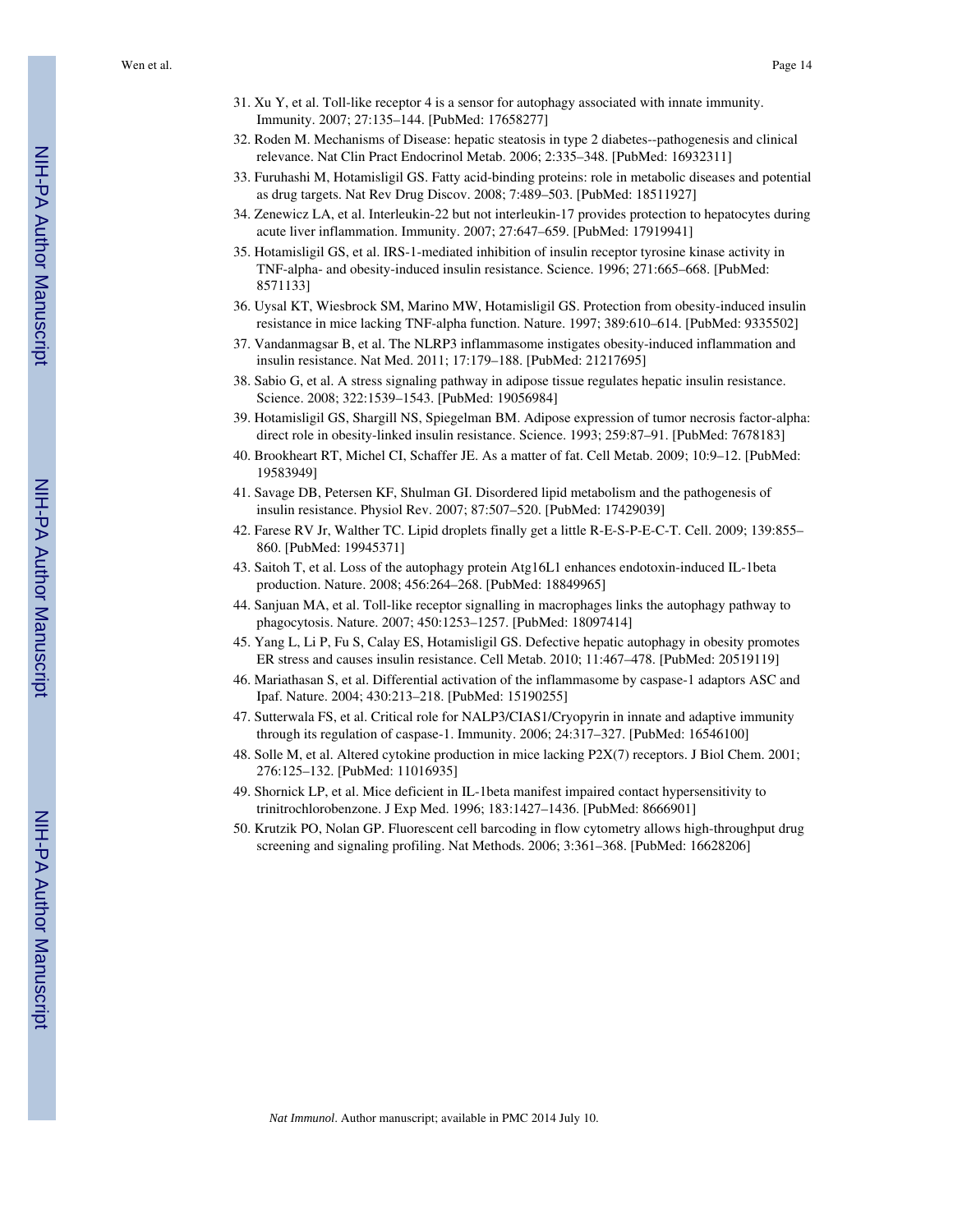31. Xu Y, et al. Toll-like receptor 4 is a sensor for autophagy associated with innate immunity. Immunity. 2007; 27:135–144. [PubMed: 17658277]
32. Roden M. Mechanisms of Disease: hepatic steatosis in type 2 diabetes--pathogenesis and clinical relevance. Nat Clin Pract Endocrinol Metab. 2006; 2:335–348. [PubMed: 16932311]
33. Furuhashi M, Hotamisligil GS. Fatty acid-binding proteins: role in metabolic diseases and potential as drug targets. Nat Rev Drug Discov. 2008; 7:489–503. [PubMed: 18511927]
34. Zenewicz LA, et al. Interleukin-22 but not interleukin-17 provides protection to hepatocytes during acute liver inflammation. Immunity. 2007; 27:647–659. [PubMed: 17919941]
35. Hotamisligil GS, et al. IRS-1-mediated inhibition of insulin receptor tyrosine kinase activity in TNF-alpha- and obesity-induced insulin resistance. Science. 1996; 271:665–668. [PubMed: 8571133]
36. Uysal KT, Wiesbrock SM, Marino MW, Hotamisligil GS. Protection from obesity-induced insulin resistance in mice lacking TNF-alpha function. Nature. 1997; 389:610–614. [PubMed: 9335502]
37. Vandanmagsar B, et al. The NLRP3 inflammasome instigates obesity-induced inflammation and insulin resistance. Nat Med. 2011; 17:179–188. [PubMed: 21217695]
38. Sabio G, et al. A stress signaling pathway in adipose tissue regulates hepatic insulin resistance. Science. 2008; 322:1539–1543. [PubMed: 19056984]
39. Hotamisligil GS, Shargill NS, Spiegelman BM. Adipose expression of tumor necrosis factor-alpha: direct role in obesity-linked insulin resistance. Science. 1993; 259:87–91. [PubMed: 7678183]
40. Brookheart RT, Michel CI, Schaffer JE. As a matter of fat. Cell Metab. 2009; 10:9–12. [PubMed: 19583949]
41. Savage DB, Petersen KF, Shulman GI. Disordered lipid metabolism and the pathogenesis of insulin resistance. Physiol Rev. 2007; 87:507–520. [PubMed: 17429039]
42. Farese RV Jr, Walther TC. Lipid droplets finally get a little R-E-S-P-E-C-T. Cell. 2009; 139:855–860. [PubMed: 19945371]
43. Saitoh T, et al. Loss of the autophagy protein Atg16L1 enhances endotoxin-induced IL-1beta production. Nature. 2008; 456:264–268. [PubMed: 18849965]
44. Sanjuan MA, et al. Toll-like receptor signalling in macrophages links the autophagy pathway to phagocytosis. Nature. 2007; 450:1253–1257. [PubMed: 18097414]
45. Yang L, Li P, Fu S, Calay ES, Hotamisligil GS. Defective hepatic autophagy in obesity promotes ER stress and causes insulin resistance. Cell Metab. 2010; 11:467–478. [PubMed: 20519119]
46. Mariathasan S, et al. Differential activation of the inflammasome by caspase-1 adaptors ASC and Ipaf. Nature. 2004; 430:213–218. [PubMed: 15190255]
47. Sutterwala FS, et al. Critical role for NALP3/CIAS1/Cryopyrin in innate and adaptive immunity through its regulation of caspase-1. Immunity. 2006; 24:317–327. [PubMed: 16546100]
48. Solle M, et al. Altered cytokine production in mice lacking P2X(7) receptors. J Biol Chem. 2001; 276:125–132. [PubMed: 11016935]
49. Shornick LP, et al. Mice deficient in IL-1beta manifest impaired contact hypersensitivity to trinitrochlorobenzone. J Exp Med. 1996; 183:1427–1436. [PubMed: 8666901]
50. Krutzik PO, Nolan GP. Fluorescent cell barcoding in flow cytometry allows high-throughput drug screening and signaling profiling. Nat Methods. 2006; 3:361–368. [PubMed: 16628206]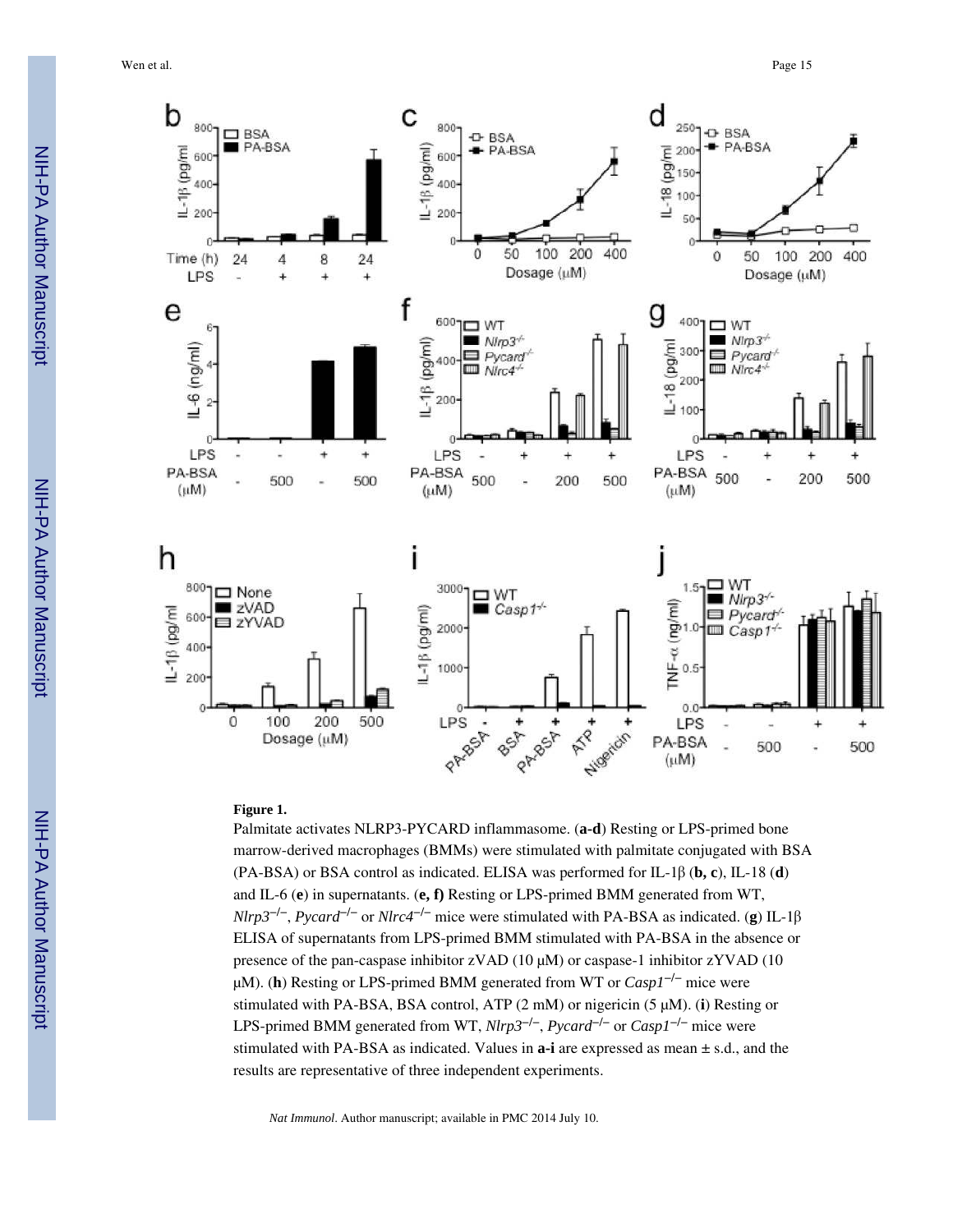**Figure 1.**

Palmitate activates NLRP3-PYCARD inflammasome. (**a-d**) Resting or LPS-primed bone marrow-derived macrophages (BMMs) were stimulated with palmitate conjugated with BSA (PA-BSA) or BSA control as indicated. ELISA was performed for IL-1β (**b, c**), IL-18 (**d**) and IL-6 (**e**) in supernatants. (**e, f)** Resting or LPS-primed BMM generated from WT, *Nlrp3*$^{-/-}$, *Pycard*$^{-/-}$ or *Nlrc4*$^{-/-}$ mice were stimulated with PA-BSA as indicated. (**g**) IL-1β ELISA of supernatants from LPS-primed BMM stimulated with PA-BSA in the absence or presence of the pan-caspase inhibitor zVAD (10 μM) or caspase-1 inhibitor zYVAD (10 μM). (**h**) Resting or LPS-primed BMM generated from WT or *Casp1*$^{-/-}$ mice were stimulated with PA-BSA, BSA control, ATP (2 mM) or nigericin (5 μM). (**i**) Resting or LPS-primed BMM generated from WT, *Nlrp3*$^{-/-}$, *Pycard*$^{-/-}$ or *Casp1*$^{-/-}$ mice were stimulated with PA-BSA as indicated. Values in **a-i** are expressed as mean ± s.d., and the results are representative of three independent experiments.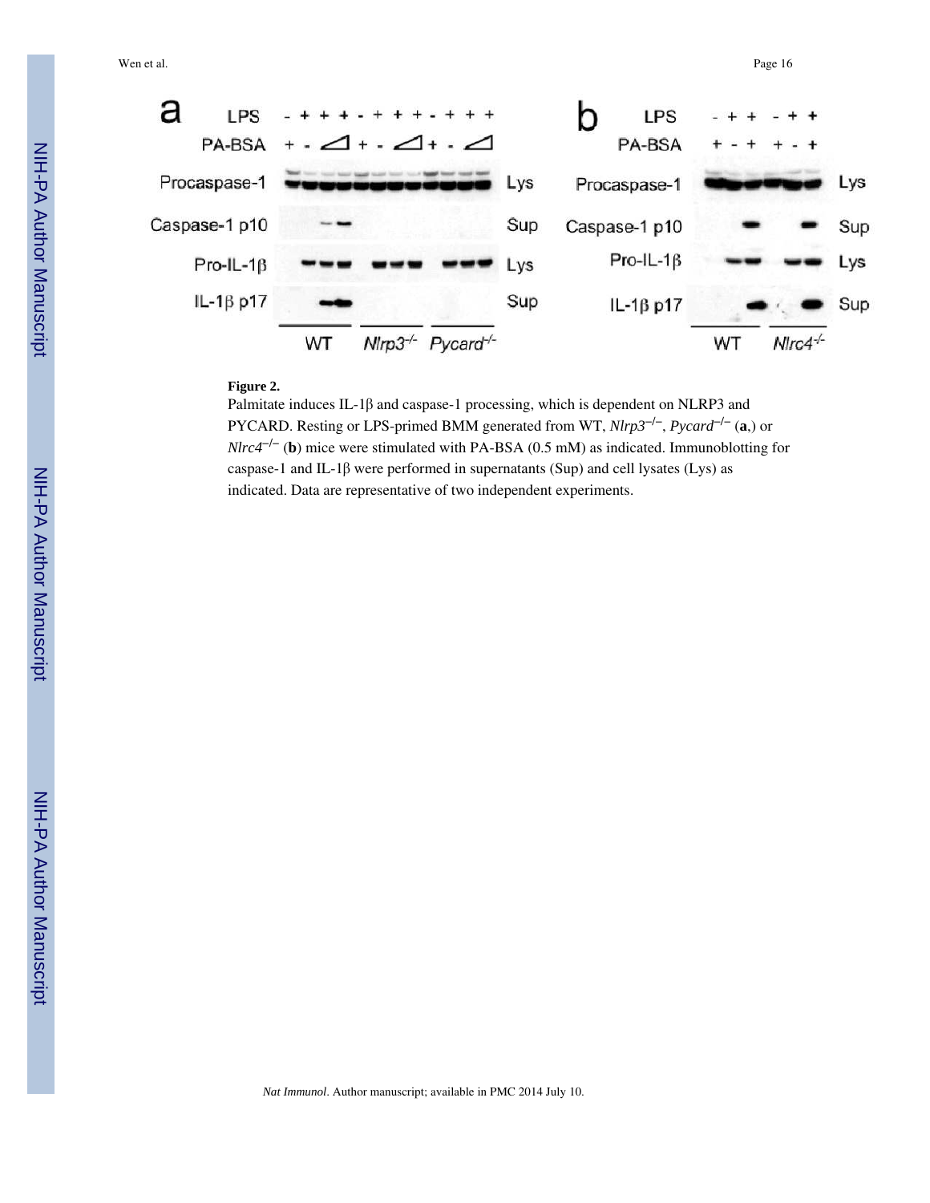**Figure 2.**

Palmitate induces IL-1β and caspase-1 processing, which is dependent on NLRP3 and PYCARD. Resting or LPS-primed BMM generated from WT, *Nlrp3*$^{-/-}$, *Pycard*$^{-/-}$ (**a**,) or *Nlrc4*$^{-/-}$ (**b**) mice were stimulated with PA-BSA (0.5 mM) as indicated. Immunoblotting for caspase-1 and IL-1β were performed in supernatants (Sup) and cell lysates (Lys) as indicated. Data are representative of two independent experiments.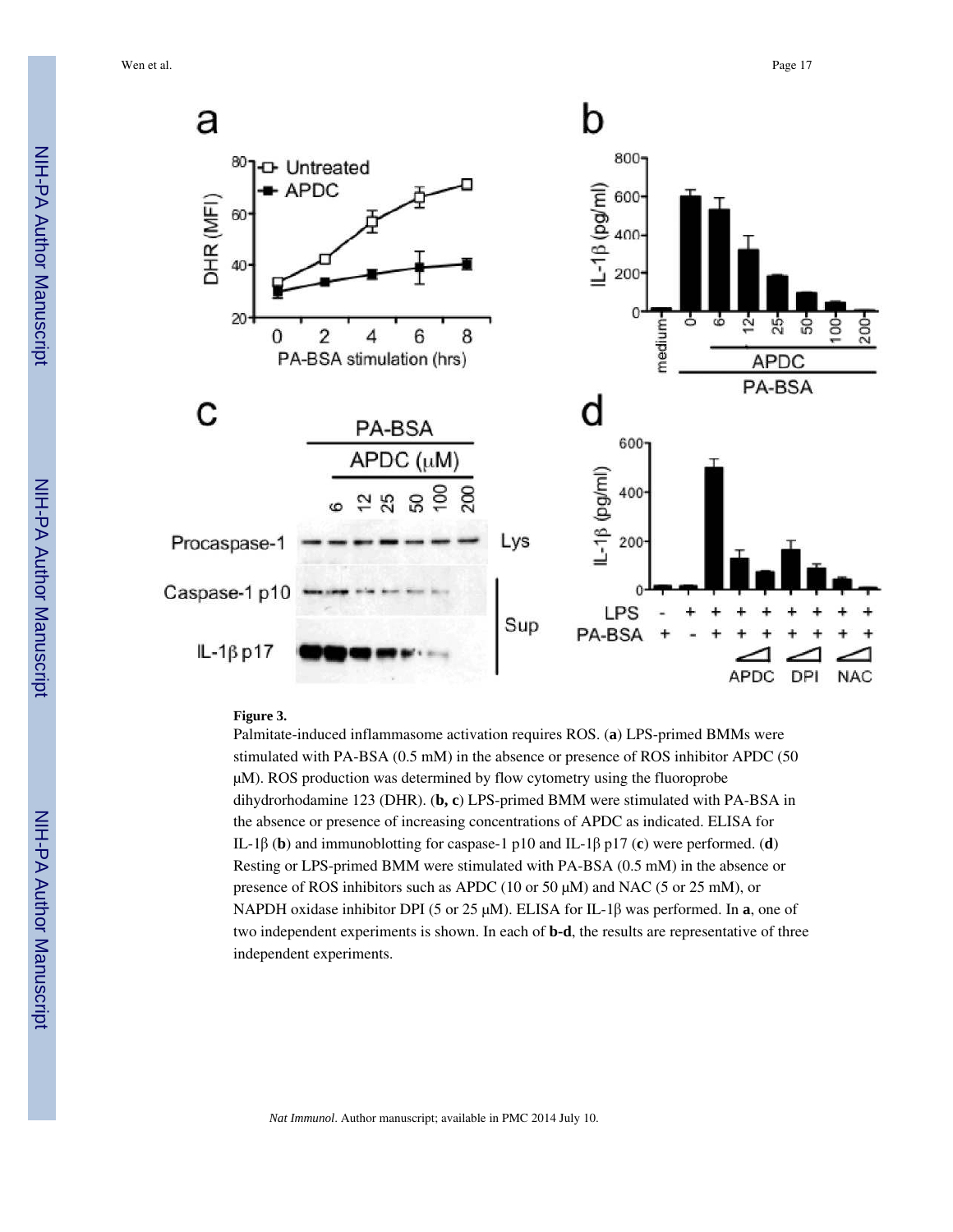**Figure 3.**

Palmitate-induced inflammasome activation requires ROS. (**a**) LPS-primed BMMs were stimulated with PA-BSA (0.5 mM) in the absence or presence of ROS inhibitor APDC (50 μM). ROS production was determined by flow cytometry using the fluoroprobe dihydrorhodamine 123 (DHR). (**b, c**) LPS-primed BMM were stimulated with PA-BSA in the absence or presence of increasing concentrations of APDC as indicated. ELISA for IL-1β (**b**) and immunoblotting for caspase-1 p10 and IL-1β p17 (**c**) were performed. (**d**) Resting or LPS-primed BMM were stimulated with PA-BSA (0.5 mM) in the absence or presence of ROS inhibitors such as APDC (10 or 50 μM) and NAC (5 or 25 mM), or NAPDH oxidase inhibitor DPI (5 or 25 μM). ELISA for IL-1β was performed. In **a**, one of two independent experiments is shown. In each of **b-d**, the results are representative of three independent experiments.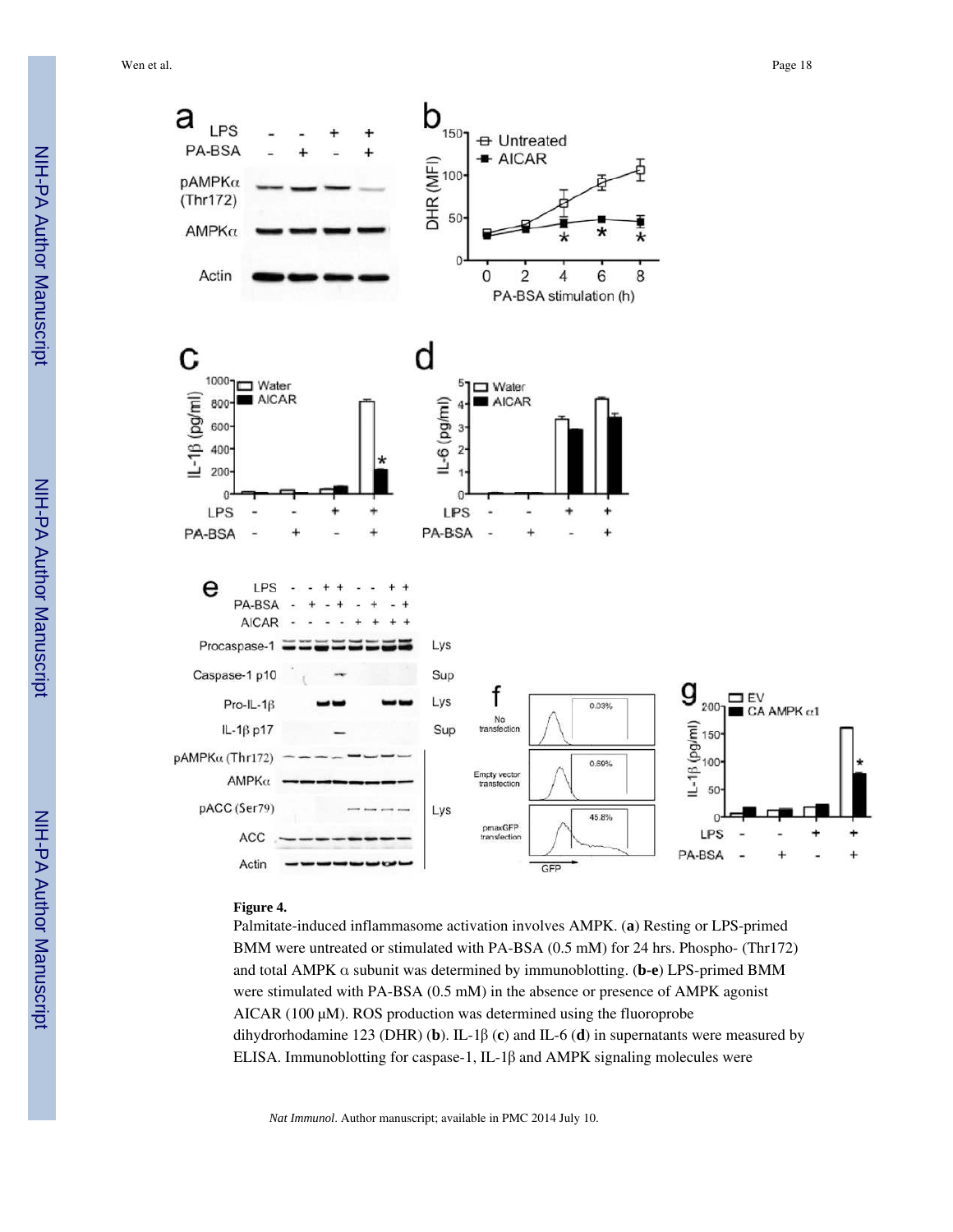**Figure 4.**

Palmitate-induced inflammasome activation involves AMPK. (**a**) Resting or LPS-primed BMM were untreated or stimulated with PA-BSA (0.5 mM) for 24 hrs. Phospho- (Thr172) and total AMPK α subunit was determined by immunoblotting. (**b-e**) LPS-primed BMM were stimulated with PA-BSA (0.5 mM) in the absence or presence of AMPK agonist AICAR (100 μM). ROS production was determined using the fluoroprobe dihydrorhodamine 123 (DHR) (**b**). IL-1β (**c**) and IL-6 (**d**) in supernatants were measured by ELISA. Immunoblotting for caspase-1, IL-1β and AMPK signaling molecules were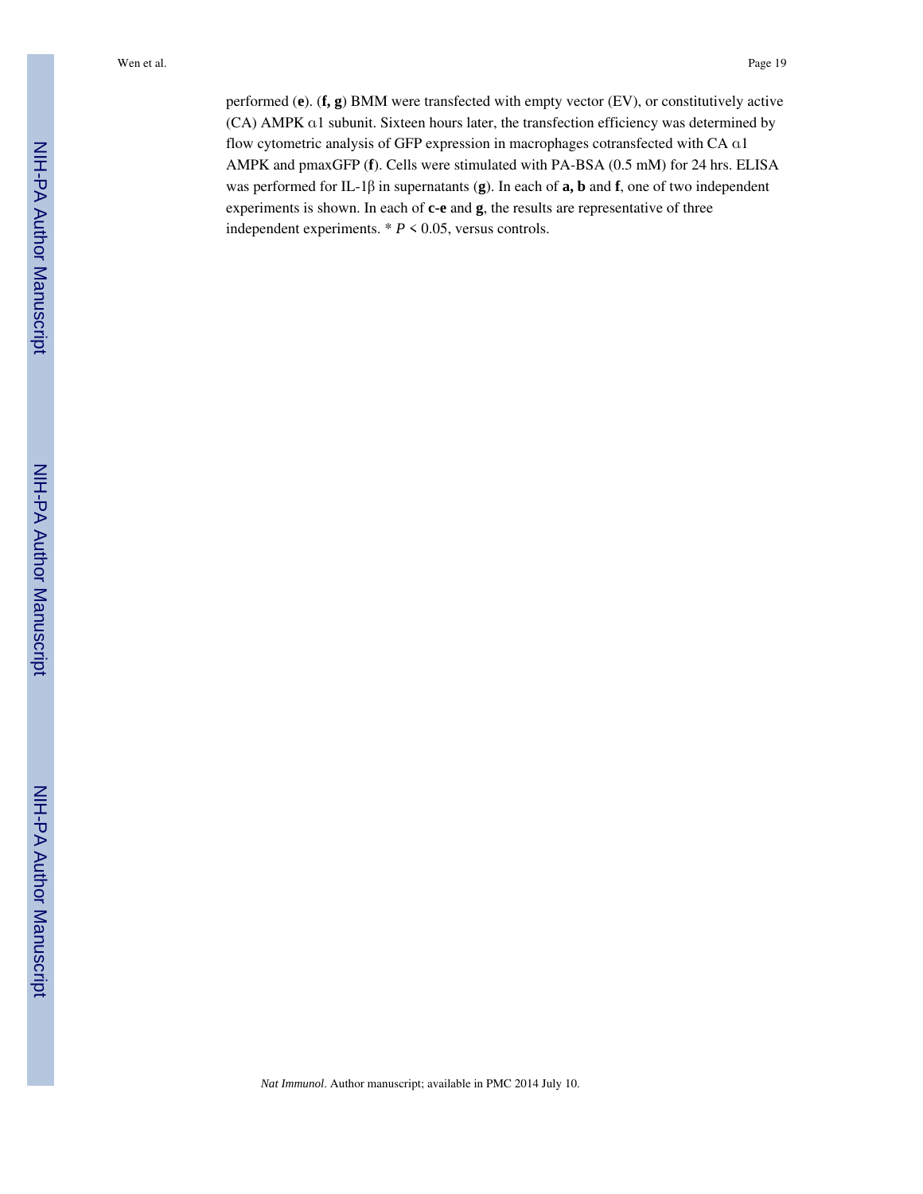performed (**e**). (**f, g**) BMM were transfected with empty vector (EV), or constitutively active (CA) AMPK α1 subunit. Sixteen hours later, the transfection efficiency was determined by flow cytometric analysis of GFP expression in macrophages cotransfected with CA α1 AMPK and pmaxGFP (**f**). Cells were stimulated with PA-BSA (0.5 mM) for 24 hrs. ELISA was performed for IL-1β in supernatants (**g**). In each of **a, b** and **f**, one of two independent experiments is shown. In each of **c-e** and **g**, the results are representative of three independent experiments. * $P < 0.05$, versus controls.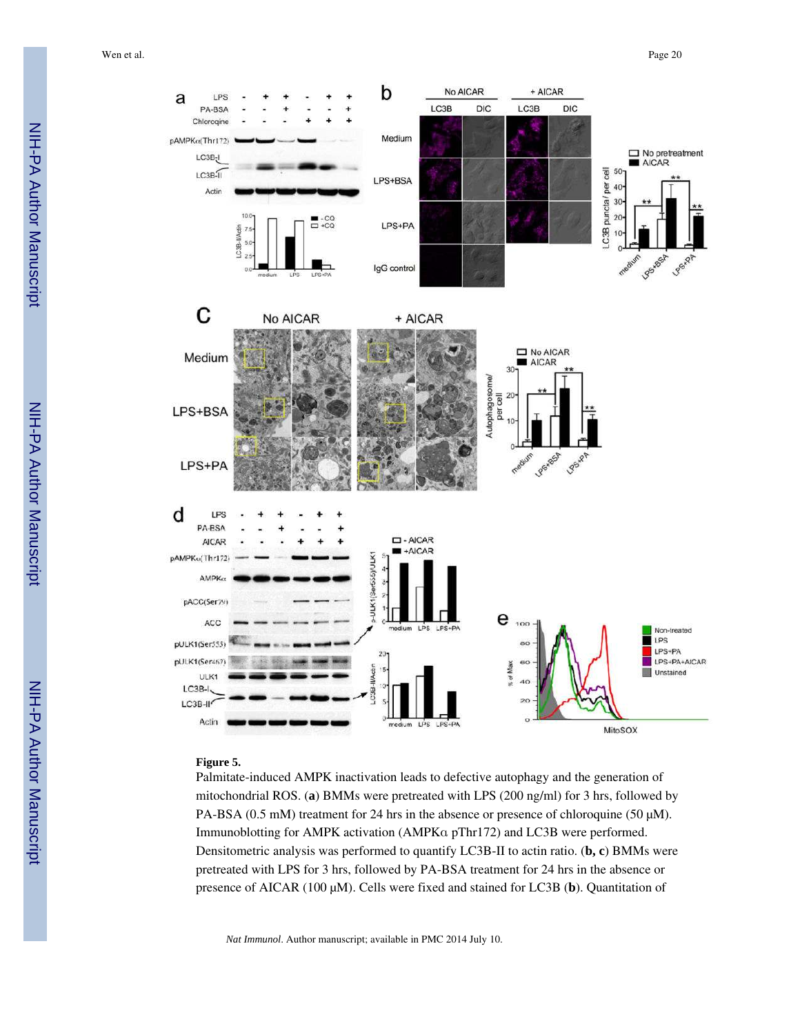**Figure 5.**

Palmitate-induced AMPK inactivation leads to defective autophagy and the generation of mitochondrial ROS. (**a**) BMMs were pretreated with LPS (200 ng/ml) for 3 hrs, followed by PA-BSA (0.5 mM) treatment for 24 hrs in the absence or presence of chloroquine (50 μM). Immunoblotting for AMPK activation (AMPKα pThr172) and LC3B were performed. Densitometric analysis was performed to quantify LC3B-II to actin ratio. (**b, c**) BMMs were pretreated with LPS for 3 hrs, followed by PA-BSA treatment for 24 hrs in the absence or presence of AICAR (100 μM). Cells were fixed and stained for LC3B (**b**). Quantitation of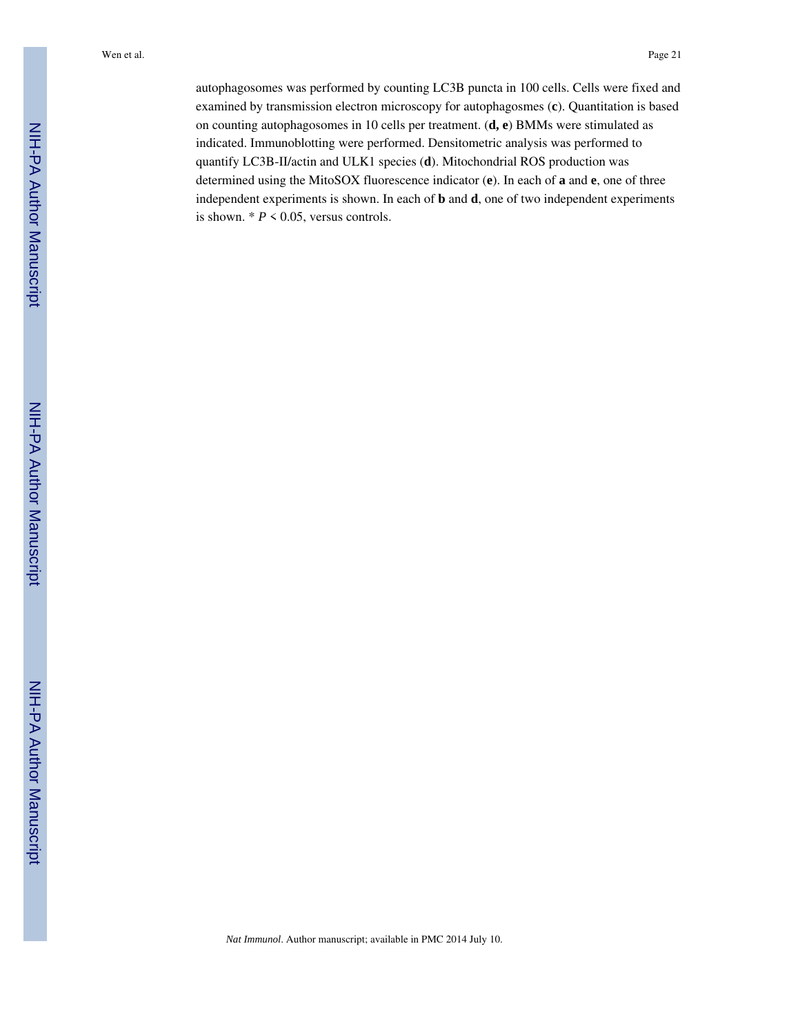autophagosomes was performed by counting LC3B puncta in 100 cells. Cells were fixed and examined by transmission electron microscopy for autophagosmes (**c**). Quantitation is based on counting autophagosomes in 10 cells per treatment. (**d, e**) BMMs were stimulated as indicated. Immunoblotting were performed. Densitometric analysis was performed to quantify LC3B-II/actin and ULK1 species (**d**). Mitochondrial ROS production was determined using the MitoSOX fluorescence indicator (**e**). In each of **a** and **e**, one of three independent experiments is shown. In each of **b** and **d**, one of two independent experiments is shown. * $P < 0.05$, versus controls.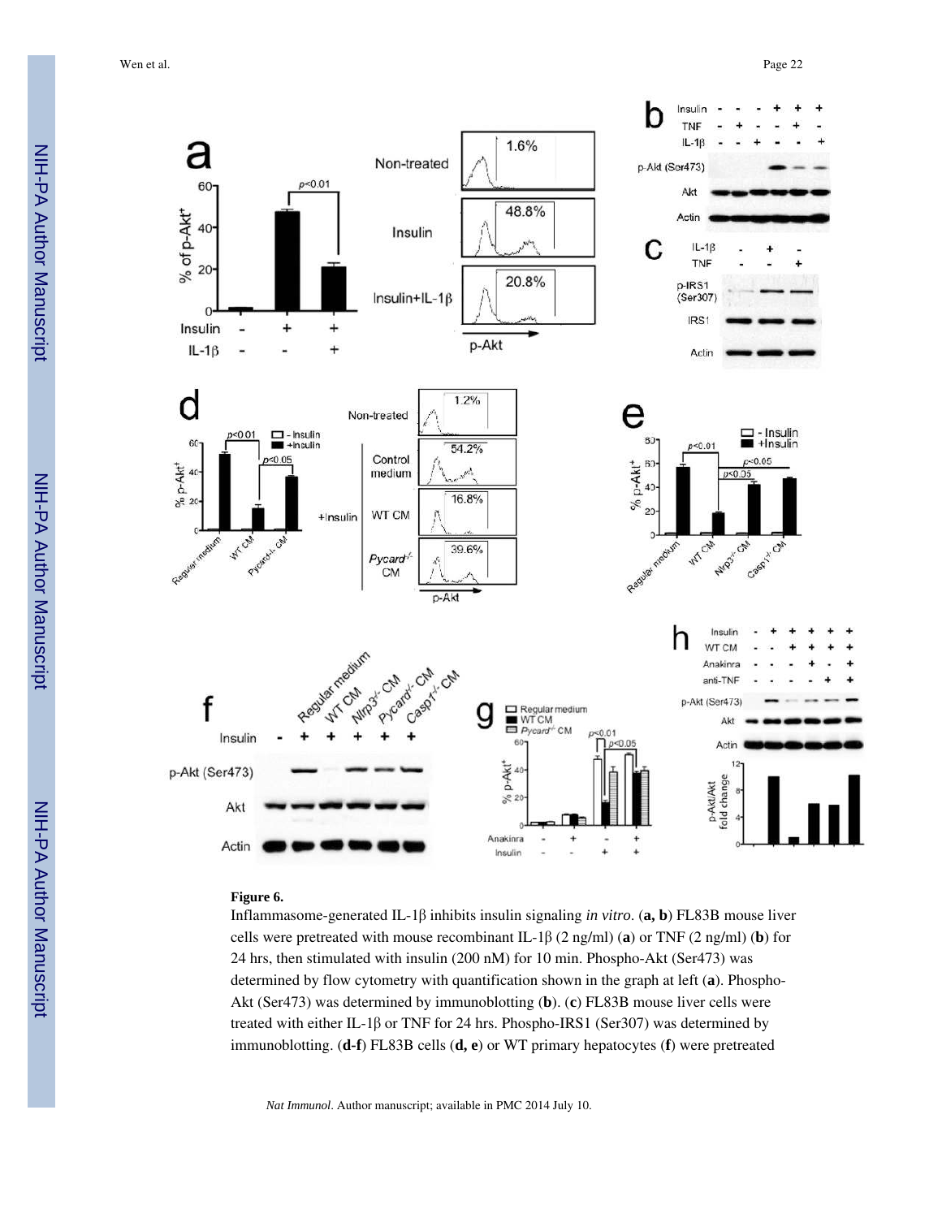**Figure 6.**

Inflammasome-generated IL-1β inhibits insulin signaling *in vitro*. (**a, b**) FL83B mouse liver cells were pretreated with mouse recombinant IL-1β (2 ng/ml) (**a**) or TNF (2 ng/ml) (**b**) for 24 hrs, then stimulated with insulin (200 nM) for 10 min. Phospho-Akt (Ser473) was determined by flow cytometry with quantification shown in the graph at left (**a**). Phospho-Akt (Ser473) was determined by immunoblotting (**b**). (**c**) FL83B mouse liver cells were treated with either IL-1β or TNF for 24 hrs. Phospho-IRS1 (Ser307) was determined by immunoblotting. (**d-f**) FL83B cells (**d, e**) or WT primary hepatocytes (**f**) were pretreated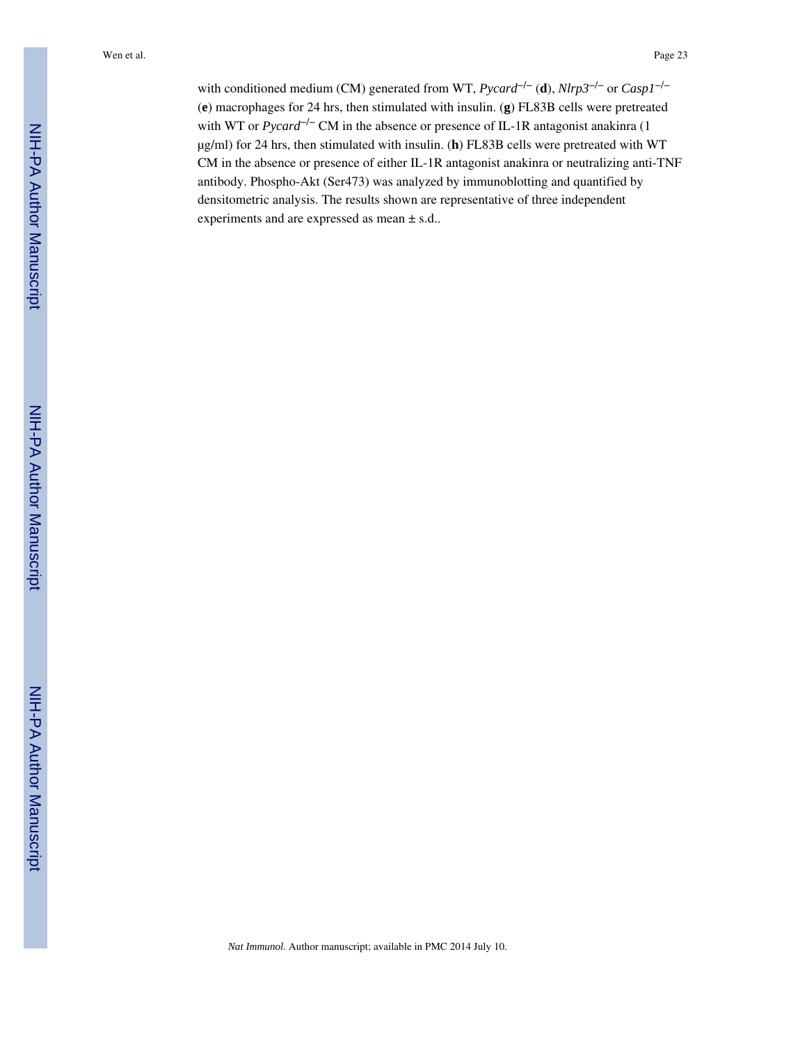with conditioned medium (CM) generated from WT, *Pycard*$^{-/-}$ (**d**), *Nlrp3*$^{-/-}$ or *Casp1*$^{-/-}$ (**e**) macrophages for 24 hrs, then stimulated with insulin. (**g**) FL83B cells were pretreated with WT or *Pycard*$^{-/-}$ CM in the absence or presence of IL-1R antagonist anakinra (1 μg/ml) for 24 hrs, then stimulated with insulin. (**h**) FL83B cells were pretreated with WT CM in the absence or presence of either IL-1R antagonist anakinra or neutralizing anti-TNF antibody. Phospho-Akt (Ser473) was analyzed by immunoblotting and quantified by densitometric analysis. The results shown are representative of three independent experiments and are expressed as mean ± s.d..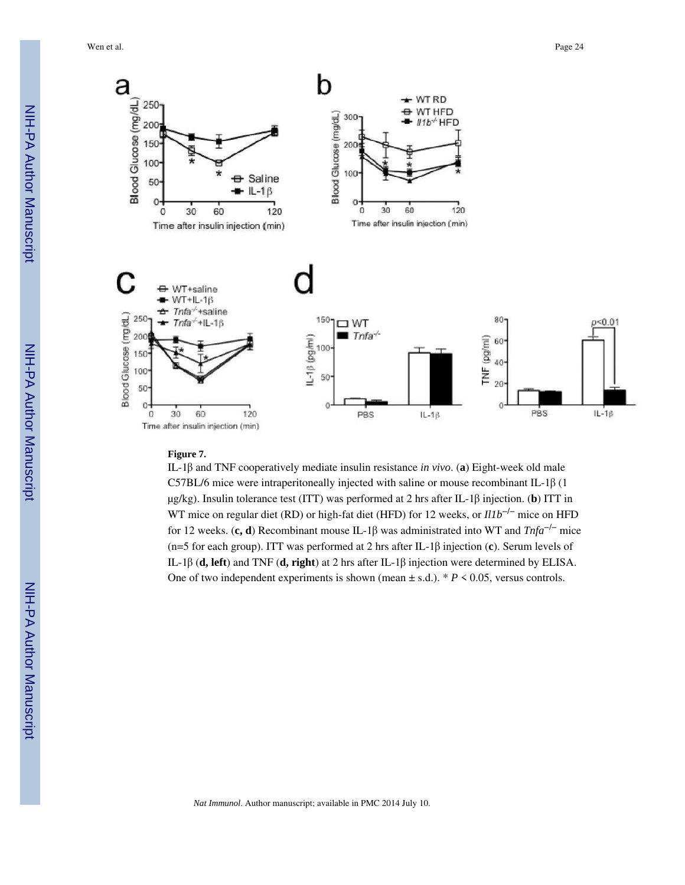**Figure 7.**

IL-1β and TNF cooperatively mediate insulin resistance *in vivo*. (**a**) Eight-week old male C57BL/6 mice were intraperitoneally injected with saline or mouse recombinant IL-1β (1 μg/kg). Insulin tolerance test (ITT) was performed at 2 hrs after IL-1β injection. (**b**) ITT in WT mice on regular diet (RD) or high-fat diet (HFD) for 12 weeks, or *Il1b*$^{-/-}$ mice on HFD for 12 weeks. (**c, d**) Recombinant mouse IL-1β was administrated into WT and *Tnfa*$^{-/-}$ mice (n=5 for each group). ITT was performed at 2 hrs after IL-1β injection (**c**). Serum levels of IL-1β (**d, left**) and TNF (**d, right**) at 2 hrs after IL-1β injection were determined by ELISA. One of two independent experiments is shown (mean ± s.d.). * $P < 0.05$, versus controls.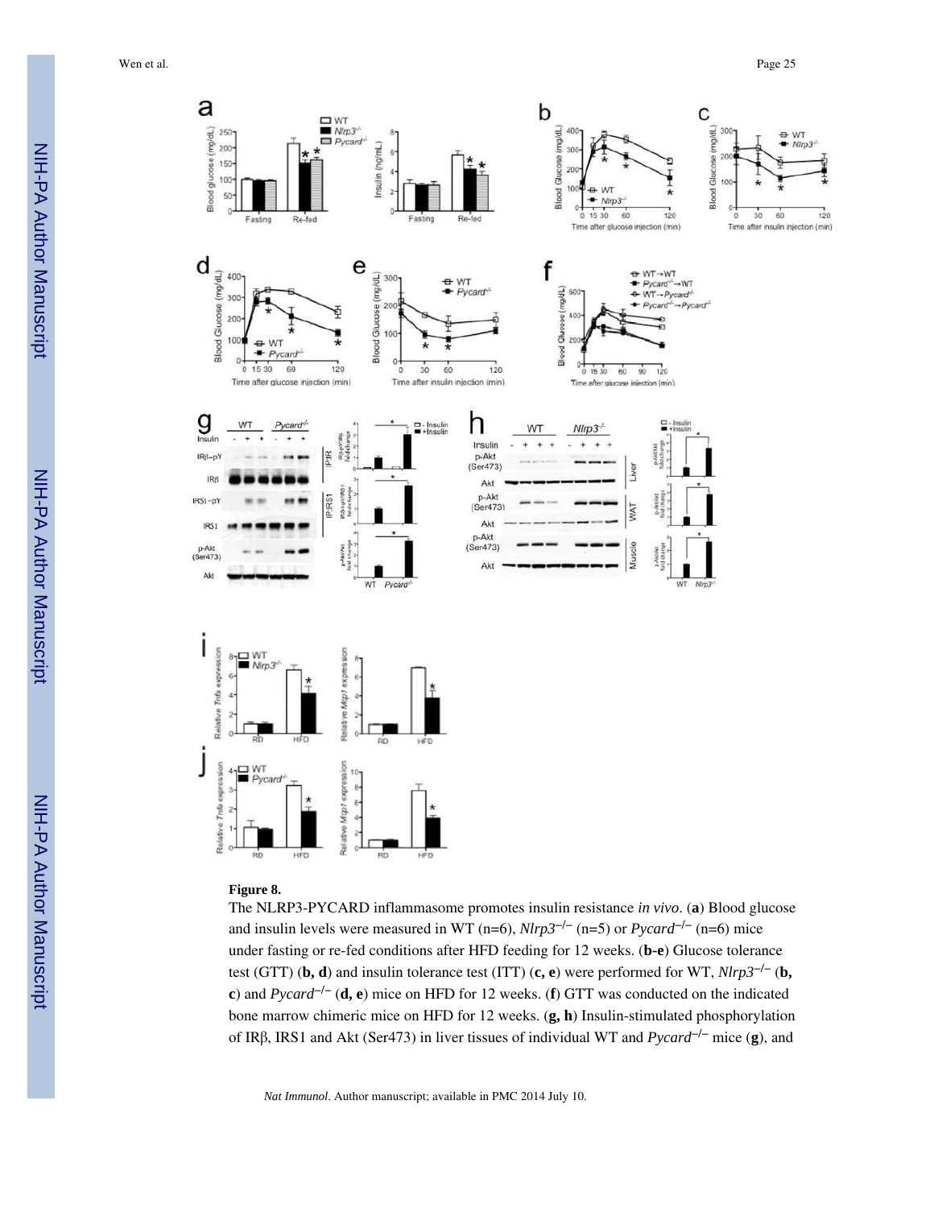**Figure 8.**

The NLRP3-PYCARD inflammasome promotes insulin resistance *in vivo*. (**a**) Blood glucose and insulin levels were measured in WT (n=6), *Nlrp3*$^{-/-}$ (n=5) or *Pycard*$^{-/-}$ (n=6) mice under fasting or re-fed conditions after HFD feeding for 12 weeks. (**b-e**) Glucose tolerance test (GTT) (**b, d**) and insulin tolerance test (ITT) (**c, e**) were performed for WT, *Nlrp3*$^{-/-}$ (**b, c**) and *Pycard*$^{-/-}$ (**d, e**) mice on HFD for 12 weeks. (**f**) GTT was conducted on the indicated bone marrow chimeric mice on HFD for 12 weeks. (**g, h**) Insulin-stimulated phosphorylation of IRβ, IRS1 and Akt (Ser473) in liver tissues of individual WT and *Pycard*$^{-/-}$ mice (**g**), and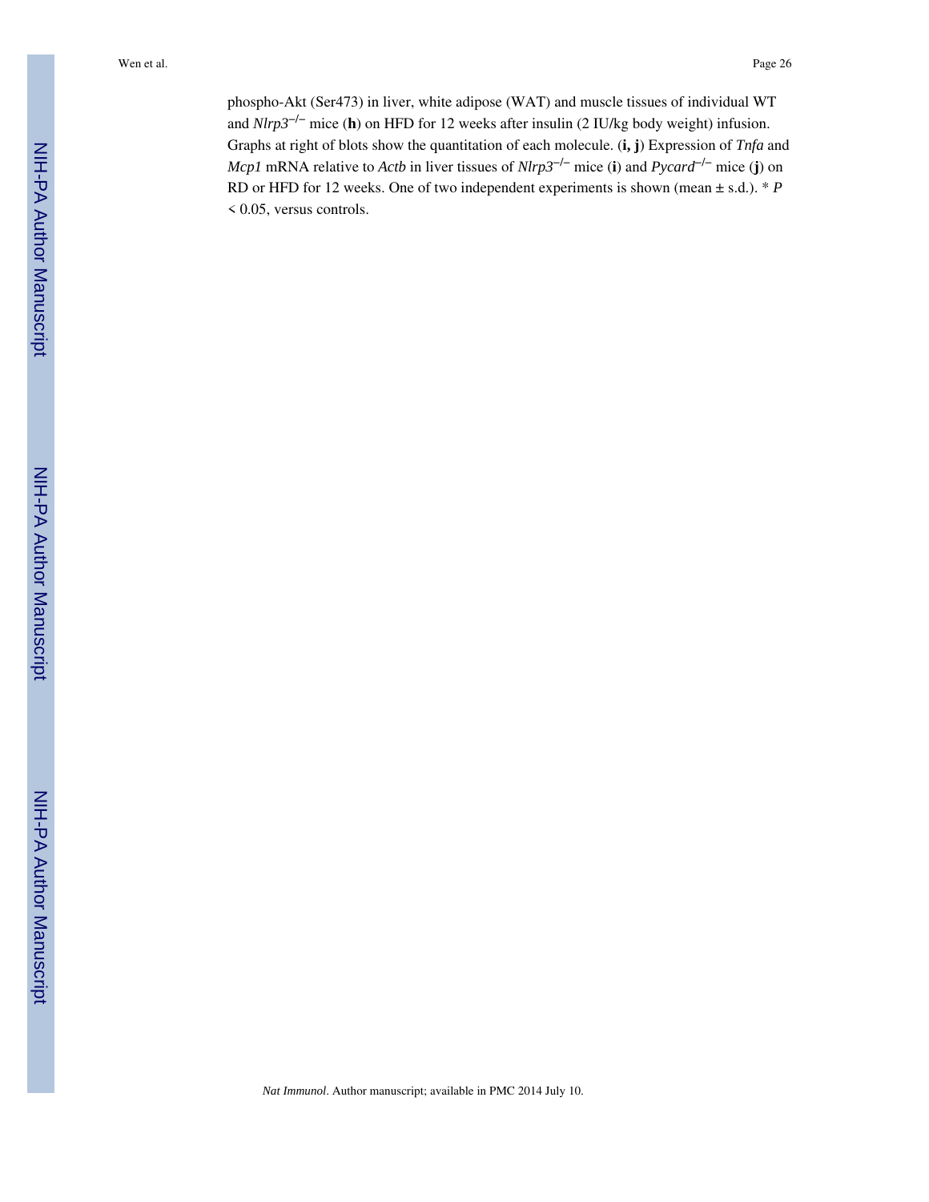phospho-Akt (Ser473) in liver, white adipose (WAT) and muscle tissues of individual WT and *Nlrp3*$^{-/-}$ mice (**h**) on HFD for 12 weeks after insulin (2 IU/kg body weight) infusion. Graphs at right of blots show the quantitation of each molecule. (**i, j**) Expression of *Tnfa* and *Mcp1* mRNA relative to *Actb* in liver tissues of *Nlrp3*$^{-/-}$ mice (**i**) and *Pycard*$^{-/-}$ mice (**j**) on RD or HFD for 12 weeks. One of two independent experiments is shown (mean ± s.d.). * $P < 0.05$, versus controls.